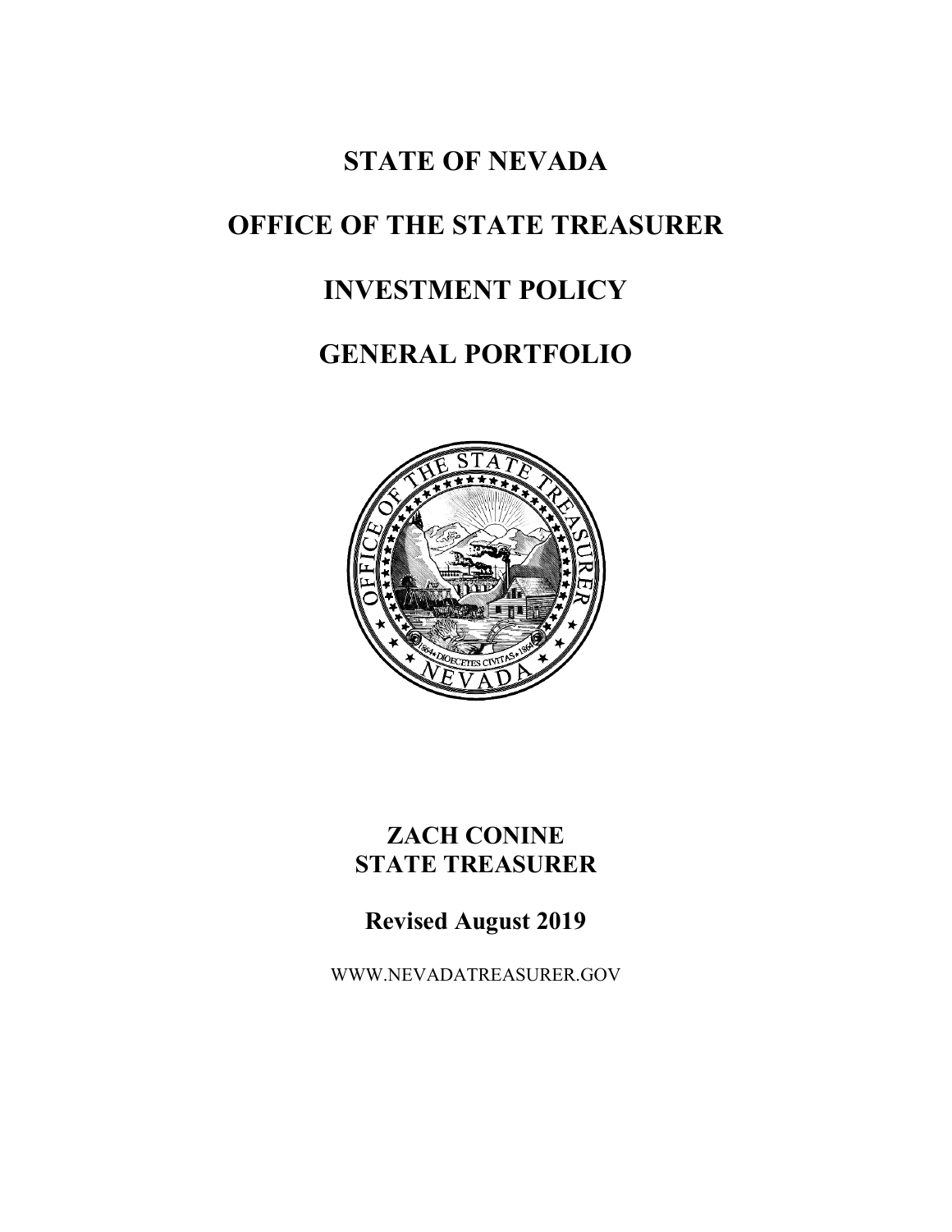# STATE OF NEVADA

# OFFICE OF THE STATE TREASURER

# INVESTMENT POLICY

# GENERAL PORTFOLIO

**ZACH CONINE**
**STATE TREASURER**

**Revised August 2019**

WWW.NEVADATREASURER.GOV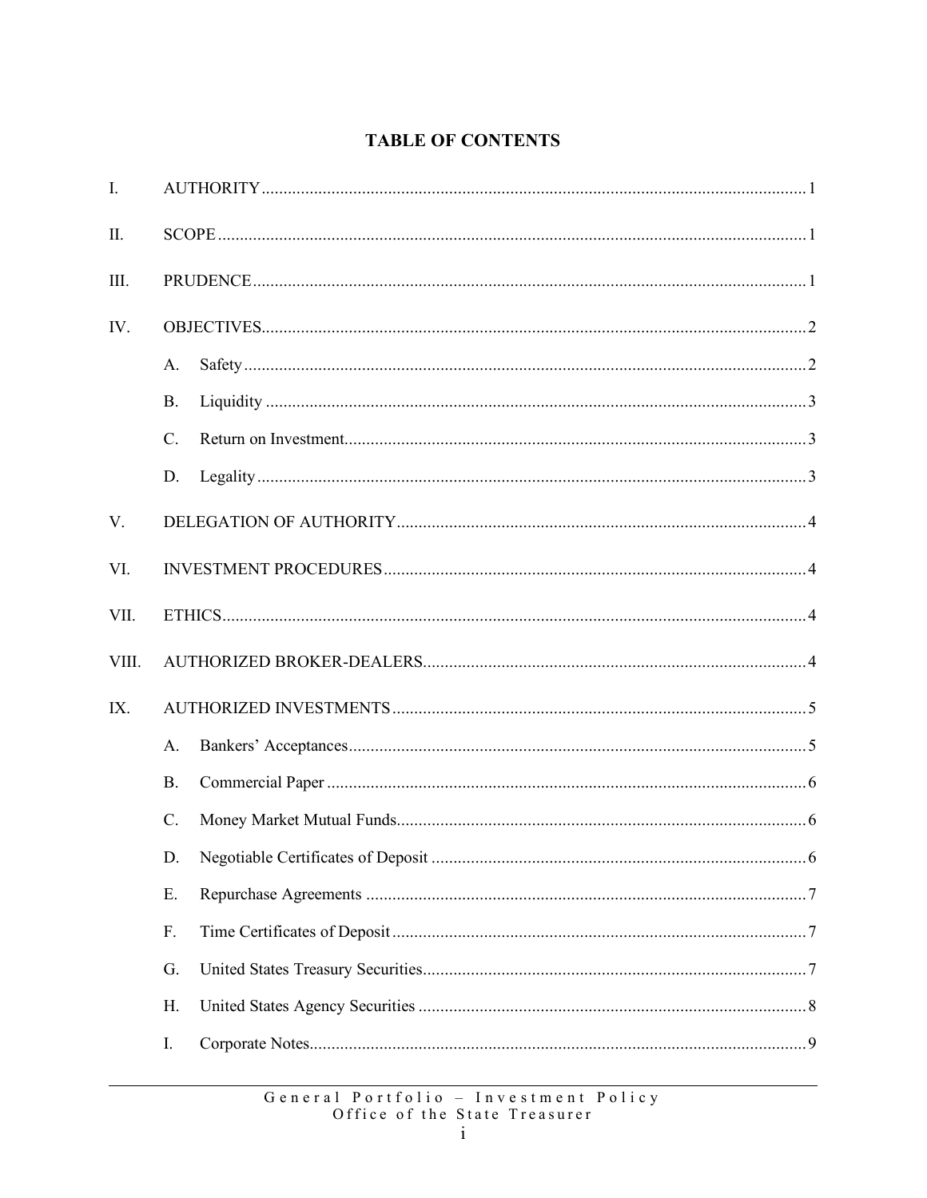# TABLE OF CONTENTS

I. AUTHORITY .......... 1

II. SCOPE .......... 1

III. PRUDENCE .......... 1

IV. OBJECTIVES .......... 2

- A. Safety .......... 2
- B. Liquidity .......... 3
- C. Return on Investment .......... 3
- D. Legality .......... 3

V. DELEGATION OF AUTHORITY .......... 4

VI. INVESTMENT PROCEDURES .......... 4

VII. ETHICS .......... 4

VIII. AUTHORIZED BROKER-DEALERS .......... 4

IX. AUTHORIZED INVESTMENTS .......... 5

- A. Bankers' Acceptances .......... 5
- B. Commercial Paper .......... 6
- C. Money Market Mutual Funds .......... 6
- D. Negotiable Certificates of Deposit .......... 6
- E. Repurchase Agreements .......... 7
- F. Time Certificates of Deposit .......... 7
- G. United States Treasury Securities .......... 7
- H. United States Agency Securities .......... 8
- I. Corporate Notes .......... 9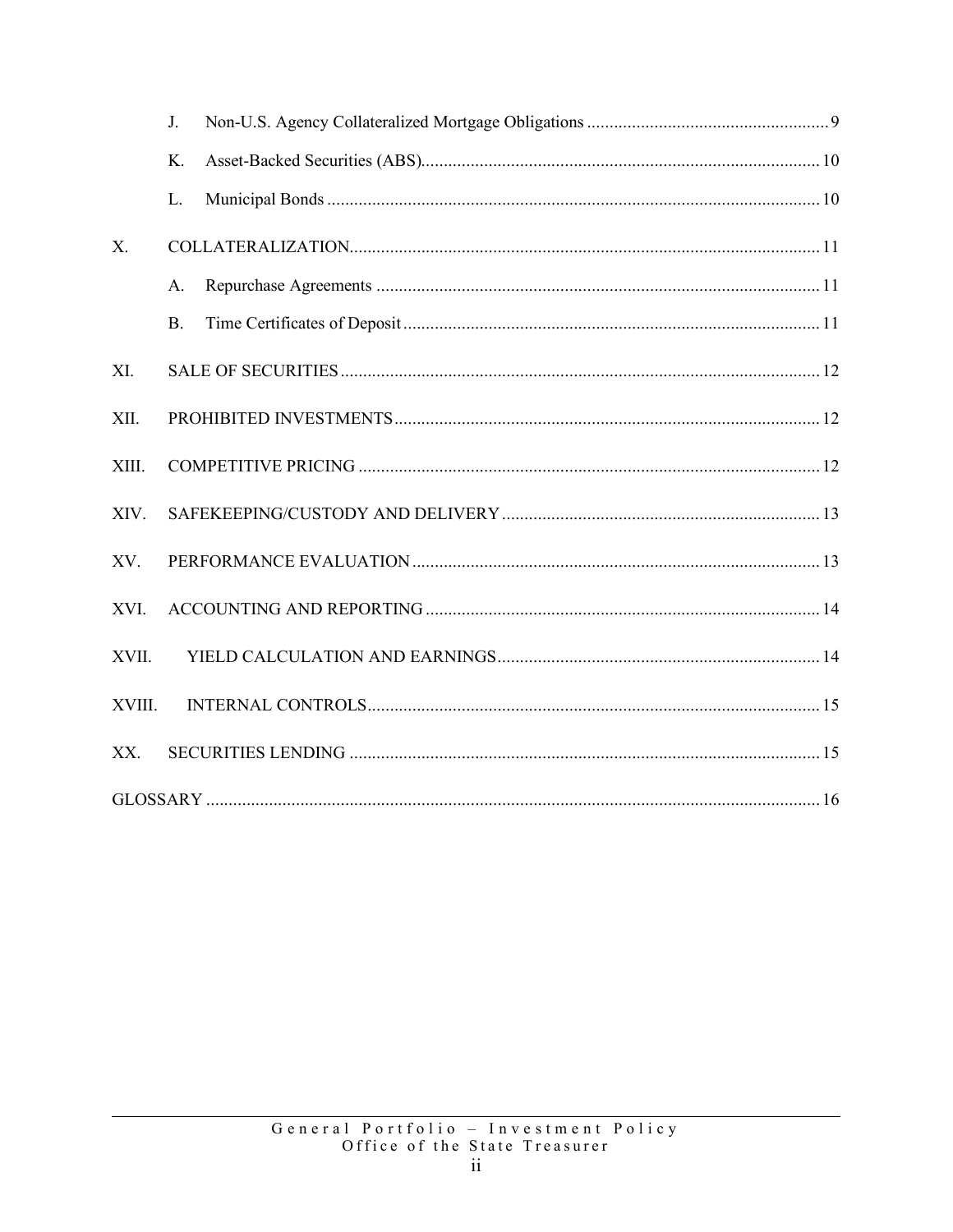J. Non-U.S. Agency Collateralized Mortgage Obligations ........ 9

K. Asset-Backed Securities (ABS) ........ 10

L. Municipal Bonds ........ 10

X. COLLATERALIZATION ........ 11

A. Repurchase Agreements ........ 11

B. Time Certificates of Deposit ........ 11

XI. SALE OF SECURITIES ........ 12

XII. PROHIBITED INVESTMENTS ........ 12

XIII. COMPETITIVE PRICING ........ 12

XIV. SAFEKEEPING/CUSTODY AND DELIVERY ........ 13

XV. PERFORMANCE EVALUATION ........ 13

XVI. ACCOUNTING AND REPORTING ........ 14

XVII. YIELD CALCULATION AND EARNINGS ........ 14

XVIII. INTERNAL CONTROLS ........ 15

XX. SECURITIES LENDING ........ 15

GLOSSARY ........ 16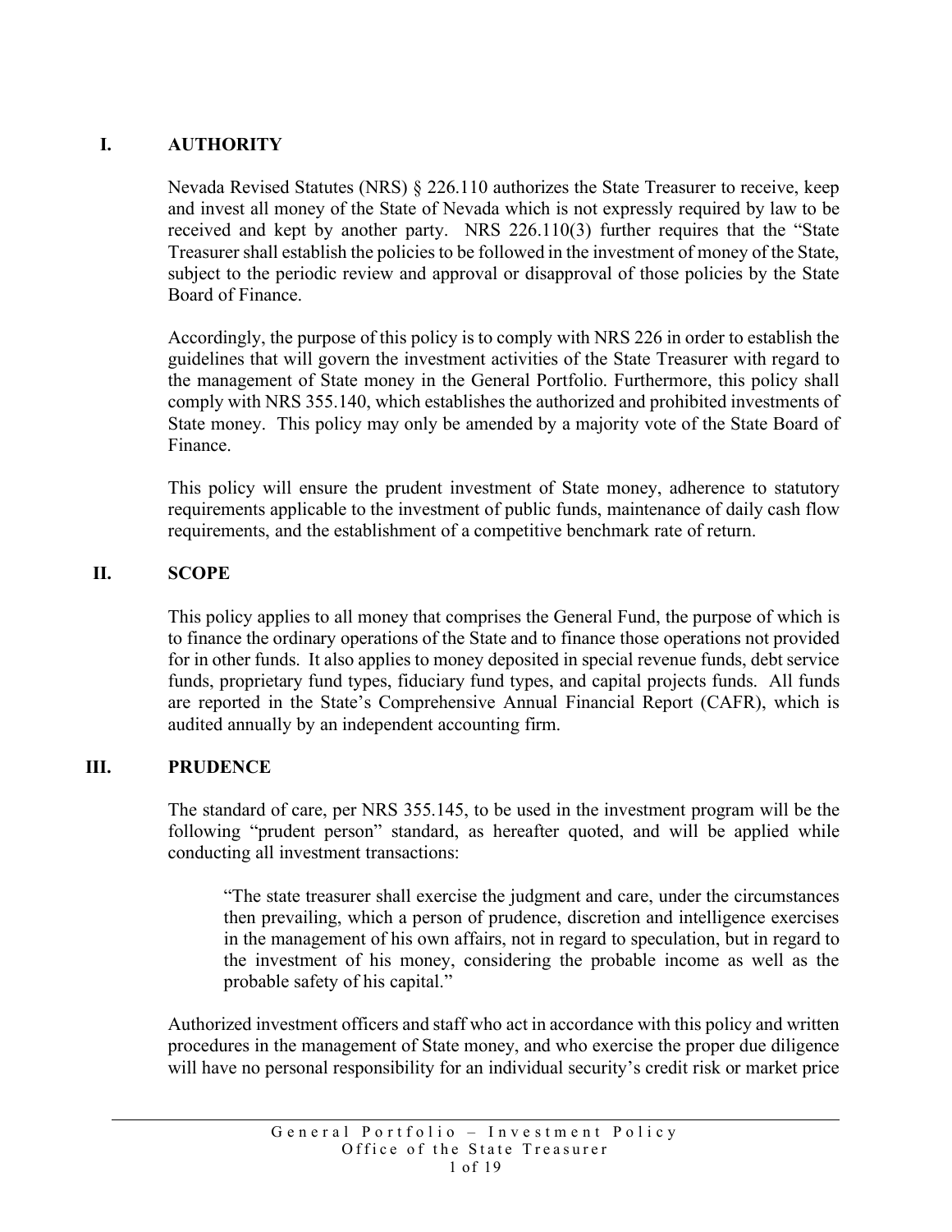## I. AUTHORITY

Nevada Revised Statutes (NRS) § 226.110 authorizes the State Treasurer to receive, keep and invest all money of the State of Nevada which is not expressly required by law to be received and kept by another party. NRS 226.110(3) further requires that the "State Treasurer shall establish the policies to be followed in the investment of money of the State, subject to the periodic review and approval or disapproval of those policies by the State Board of Finance.

Accordingly, the purpose of this policy is to comply with NRS 226 in order to establish the guidelines that will govern the investment activities of the State Treasurer with regard to the management of State money in the General Portfolio. Furthermore, this policy shall comply with NRS 355.140, which establishes the authorized and prohibited investments of State money. This policy may only be amended by a majority vote of the State Board of Finance.

This policy will ensure the prudent investment of State money, adherence to statutory requirements applicable to the investment of public funds, maintenance of daily cash flow requirements, and the establishment of a competitive benchmark rate of return.

## II. SCOPE

This policy applies to all money that comprises the General Fund, the purpose of which is to finance the ordinary operations of the State and to finance those operations not provided for in other funds. It also applies to money deposited in special revenue funds, debt service funds, proprietary fund types, fiduciary fund types, and capital projects funds. All funds are reported in the State's Comprehensive Annual Financial Report (CAFR), which is audited annually by an independent accounting firm.

## III. PRUDENCE

The standard of care, per NRS 355.145, to be used in the investment program will be the following "prudent person" standard, as hereafter quoted, and will be applied while conducting all investment transactions:

> "The state treasurer shall exercise the judgment and care, under the circumstances then prevailing, which a person of prudence, discretion and intelligence exercises in the management of his own affairs, not in regard to speculation, but in regard to the investment of his money, considering the probable income as well as the probable safety of his capital."

Authorized investment officers and staff who act in accordance with this policy and written procedures in the management of State money, and who exercise the proper due diligence will have no personal responsibility for an individual security's credit risk or market price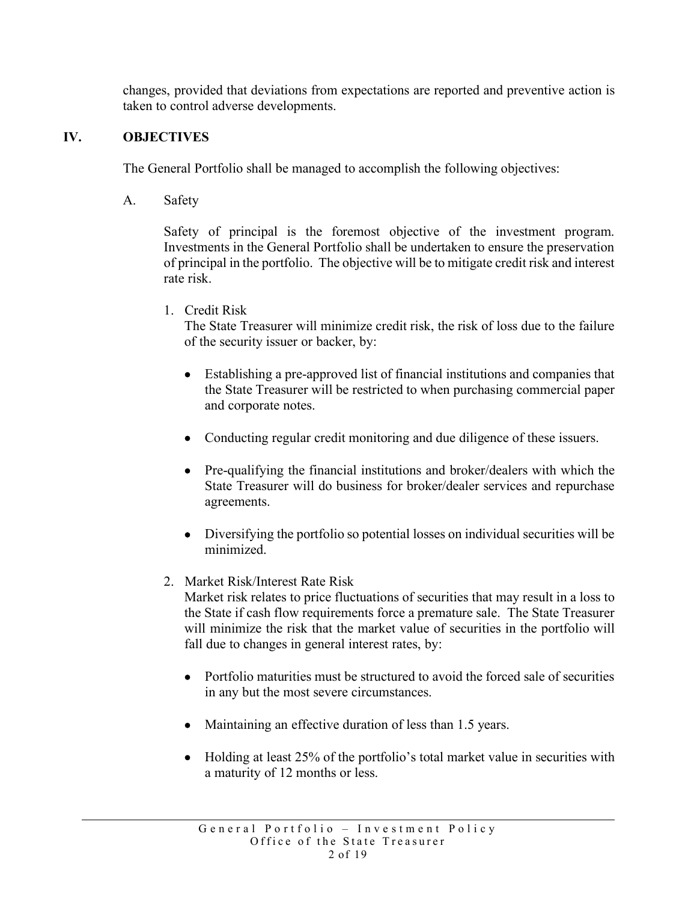changes, provided that deviations from expectations are reported and preventive action is taken to control adverse developments.

## IV. OBJECTIVES

The General Portfolio shall be managed to accomplish the following objectives:

### A. Safety

Safety of principal is the foremost objective of the investment program. Investments in the General Portfolio shall be undertaken to ensure the preservation of principal in the portfolio. The objective will be to mitigate credit risk and interest rate risk.

1. Credit Risk
   The State Treasurer will minimize credit risk, the risk of loss due to the failure of the security issuer or backer, by:

   - Establishing a pre-approved list of financial institutions and companies that the State Treasurer will be restricted to when purchasing commercial paper and corporate notes.
   - Conducting regular credit monitoring and due diligence of these issuers.
   - Pre-qualifying the financial institutions and broker/dealers with which the State Treasurer will do business for broker/dealer services and repurchase agreements.
   - Diversifying the portfolio so potential losses on individual securities will be minimized.

2. Market Risk/Interest Rate Risk
   Market risk relates to price fluctuations of securities that may result in a loss to the State if cash flow requirements force a premature sale. The State Treasurer will minimize the risk that the market value of securities in the portfolio will fall due to changes in general interest rates, by:

   - Portfolio maturities must be structured to avoid the forced sale of securities in any but the most severe circumstances.
   - Maintaining an effective duration of less than 1.5 years.
   - Holding at least 25% of the portfolio's total market value in securities with a maturity of 12 months or less.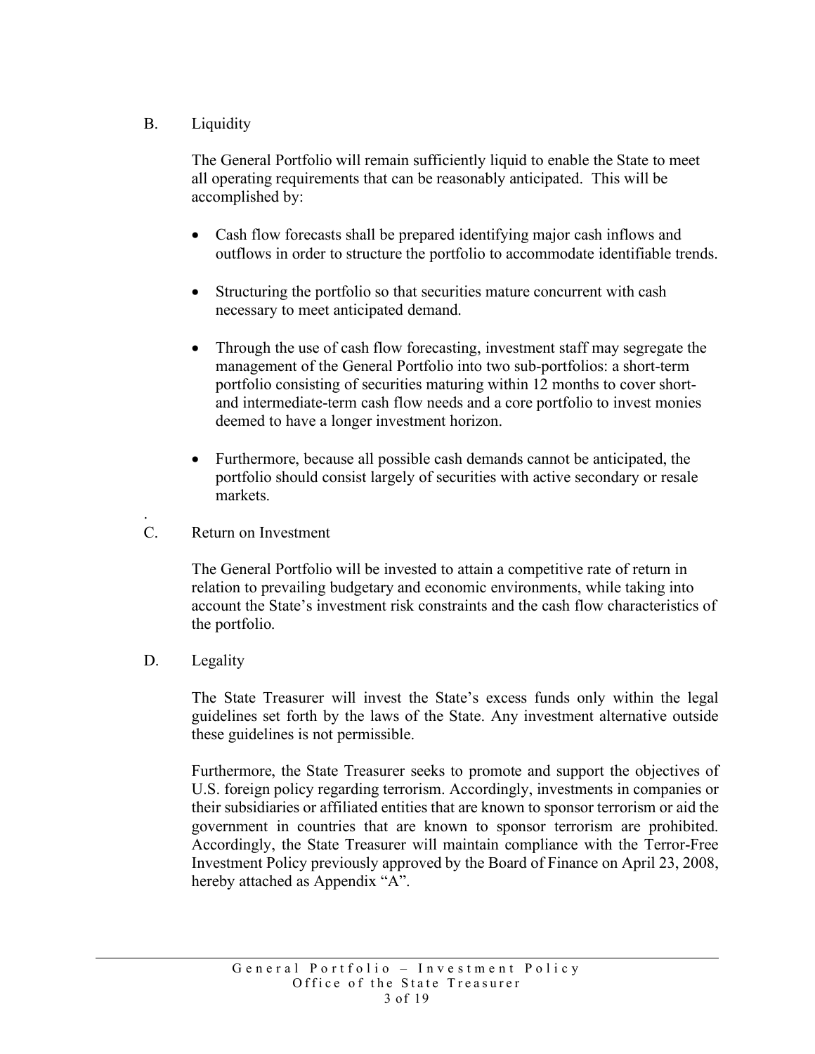## B. Liquidity

The General Portfolio will remain sufficiently liquid to enable the State to meet all operating requirements that can be reasonably anticipated. This will be accomplished by:

- Cash flow forecasts shall be prepared identifying major cash inflows and outflows in order to structure the portfolio to accommodate identifiable trends.

- Structuring the portfolio so that securities mature concurrent with cash necessary to meet anticipated demand.

- Through the use of cash flow forecasting, investment staff may segregate the management of the General Portfolio into two sub-portfolios: a short-term portfolio consisting of securities maturing within 12 months to cover short- and intermediate-term cash flow needs and a core portfolio to invest monies deemed to have a longer investment horizon.

- Furthermore, because all possible cash demands cannot be anticipated, the portfolio should consist largely of securities with active secondary or resale markets.

## C. Return on Investment

The General Portfolio will be invested to attain a competitive rate of return in relation to prevailing budgetary and economic environments, while taking into account the State's investment risk constraints and the cash flow characteristics of the portfolio.

## D. Legality

The State Treasurer will invest the State's excess funds only within the legal guidelines set forth by the laws of the State. Any investment alternative outside these guidelines is not permissible.

Furthermore, the State Treasurer seeks to promote and support the objectives of U.S. foreign policy regarding terrorism. Accordingly, investments in companies or their subsidiaries or affiliated entities that are known to sponsor terrorism or aid the government in countries that are known to sponsor terrorism are prohibited. Accordingly, the State Treasurer will maintain compliance with the Terror-Free Investment Policy previously approved by the Board of Finance on April 23, 2008, hereby attached as Appendix "A".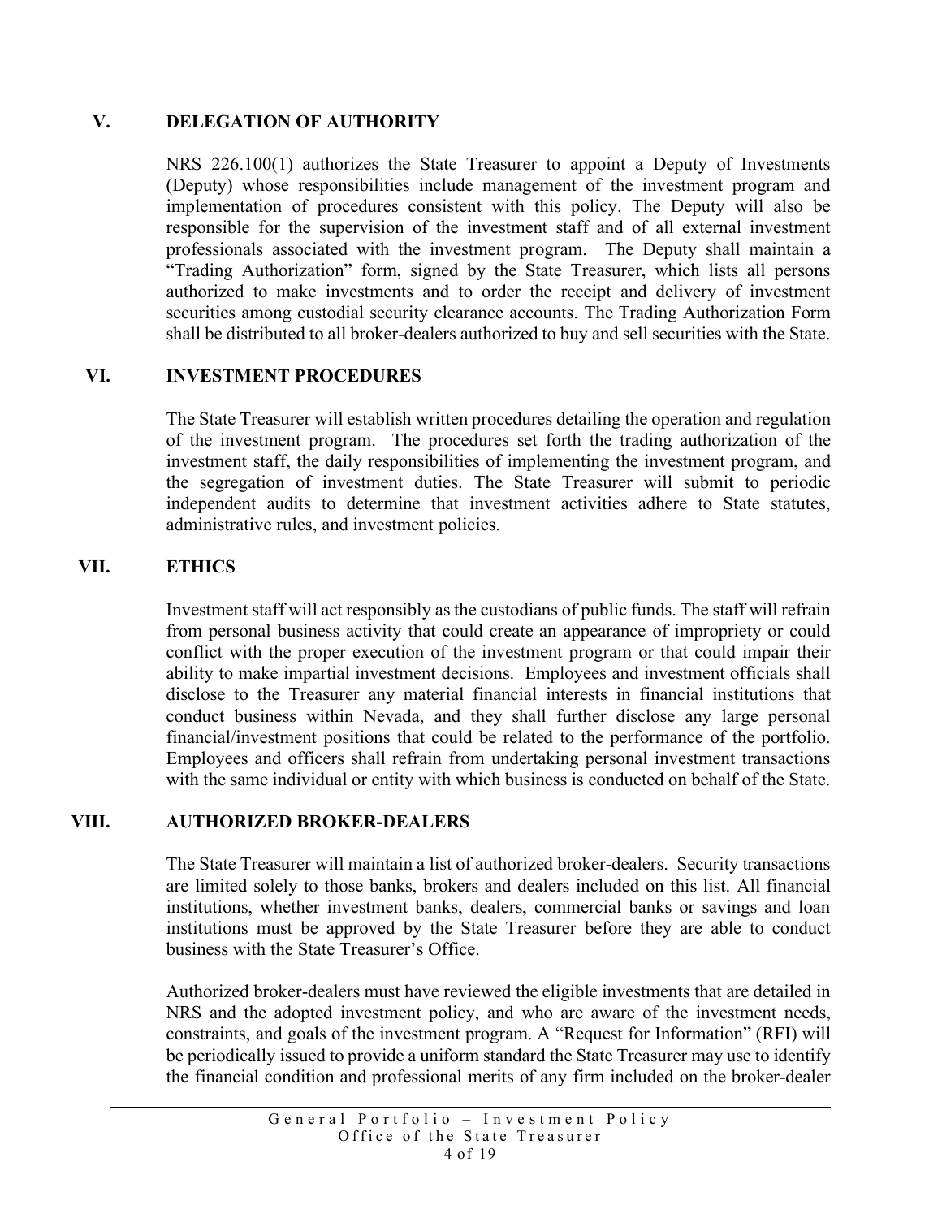## V. DELEGATION OF AUTHORITY

NRS 226.100(1) authorizes the State Treasurer to appoint a Deputy of Investments (Deputy) whose responsibilities include management of the investment program and implementation of procedures consistent with this policy. The Deputy will also be responsible for the supervision of the investment staff and of all external investment professionals associated with the investment program. The Deputy shall maintain a "Trading Authorization" form, signed by the State Treasurer, which lists all persons authorized to make investments and to order the receipt and delivery of investment securities among custodial security clearance accounts. The Trading Authorization Form shall be distributed to all broker-dealers authorized to buy and sell securities with the State.

## VI. INVESTMENT PROCEDURES

The State Treasurer will establish written procedures detailing the operation and regulation of the investment program. The procedures set forth the trading authorization of the investment staff, the daily responsibilities of implementing the investment program, and the segregation of investment duties. The State Treasurer will submit to periodic independent audits to determine that investment activities adhere to State statutes, administrative rules, and investment policies.

## VII. ETHICS

Investment staff will act responsibly as the custodians of public funds. The staff will refrain from personal business activity that could create an appearance of impropriety or could conflict with the proper execution of the investment program or that could impair their ability to make impartial investment decisions. Employees and investment officials shall disclose to the Treasurer any material financial interests in financial institutions that conduct business within Nevada, and they shall further disclose any large personal financial/investment positions that could be related to the performance of the portfolio. Employees and officers shall refrain from undertaking personal investment transactions with the same individual or entity with which business is conducted on behalf of the State.

## VIII. AUTHORIZED BROKER-DEALERS

The State Treasurer will maintain a list of authorized broker-dealers. Security transactions are limited solely to those banks, brokers and dealers included on this list. All financial institutions, whether investment banks, dealers, commercial banks or savings and loan institutions must be approved by the State Treasurer before they are able to conduct business with the State Treasurer's Office.

Authorized broker-dealers must have reviewed the eligible investments that are detailed in NRS and the adopted investment policy, and who are aware of the investment needs, constraints, and goals of the investment program. A "Request for Information" (RFI) will be periodically issued to provide a uniform standard the State Treasurer may use to identify the financial condition and professional merits of any firm included on the broker-dealer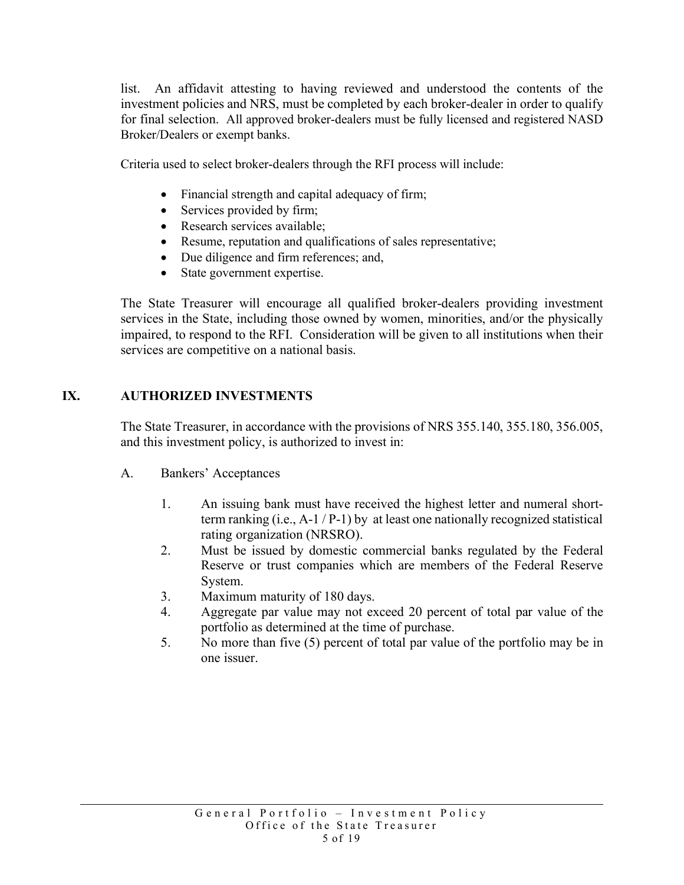list. An affidavit attesting to having reviewed and understood the contents of the investment policies and NRS, must be completed by each broker-dealer in order to qualify for final selection. All approved broker-dealers must be fully licensed and registered NASD Broker/Dealers or exempt banks.

Criteria used to select broker-dealers through the RFI process will include:

- Financial strength and capital adequacy of firm;
- Services provided by firm;
- Research services available;
- Resume, reputation and qualifications of sales representative;
- Due diligence and firm references; and,
- State government expertise.

The State Treasurer will encourage all qualified broker-dealers providing investment services in the State, including those owned by women, minorities, and/or the physically impaired, to respond to the RFI. Consideration will be given to all institutions when their services are competitive on a national basis.

## IX. AUTHORIZED INVESTMENTS

The State Treasurer, in accordance with the provisions of NRS 355.140, 355.180, 356.005, and this investment policy, is authorized to invest in:

A. Bankers' Acceptances

1. An issuing bank must have received the highest letter and numeral short-term ranking (i.e., A-1 / P-1) by at least one nationally recognized statistical rating organization (NRSRO).
2. Must be issued by domestic commercial banks regulated by the Federal Reserve or trust companies which are members of the Federal Reserve System.
3. Maximum maturity of 180 days.
4. Aggregate par value may not exceed 20 percent of total par value of the portfolio as determined at the time of purchase.
5. No more than five (5) percent of total par value of the portfolio may be in one issuer.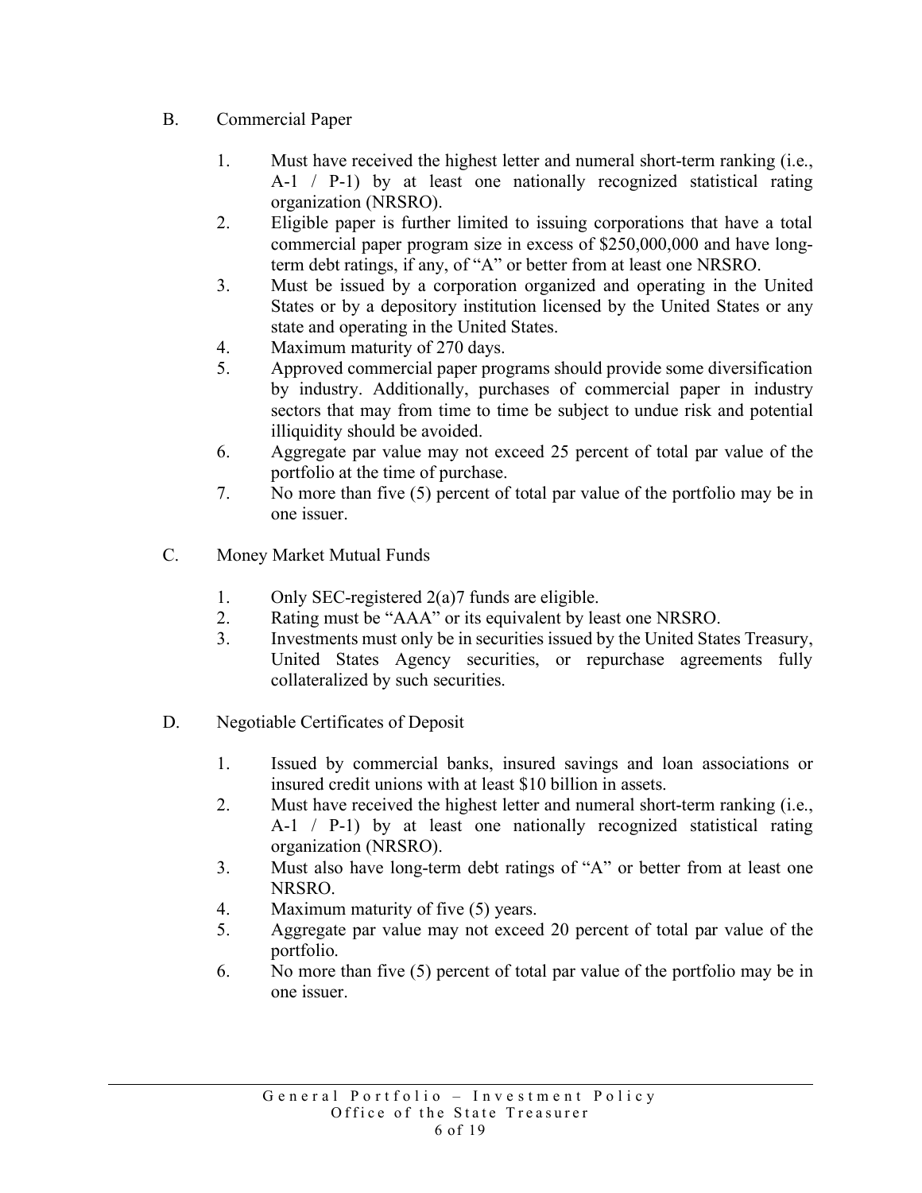B. Commercial Paper

1. Must have received the highest letter and numeral short-term ranking (i.e., A-1 / P-1) by at least one nationally recognized statistical rating organization (NRSRO).
2. Eligible paper is further limited to issuing corporations that have a total commercial paper program size in excess of $250,000,000 and have long-term debt ratings, if any, of "A" or better from at least one NRSRO.
3. Must be issued by a corporation organized and operating in the United States or by a depository institution licensed by the United States or any state and operating in the United States.
4. Maximum maturity of 270 days.
5. Approved commercial paper programs should provide some diversification by industry. Additionally, purchases of commercial paper in industry sectors that may from time to time be subject to undue risk and potential illiquidity should be avoided.
6. Aggregate par value may not exceed 25 percent of total par value of the portfolio at the time of purchase.
7. No more than five (5) percent of total par value of the portfolio may be in one issuer.

C. Money Market Mutual Funds

1. Only SEC-registered 2(a)7 funds are eligible.
2. Rating must be "AAA" or its equivalent by least one NRSRO.
3. Investments must only be in securities issued by the United States Treasury, United States Agency securities, or repurchase agreements fully collateralized by such securities.

D. Negotiable Certificates of Deposit

1. Issued by commercial banks, insured savings and loan associations or insured credit unions with at least $10 billion in assets.
2. Must have received the highest letter and numeral short-term ranking (i.e., A-1 / P-1) by at least one nationally recognized statistical rating organization (NRSRO).
3. Must also have long-term debt ratings of "A" or better from at least one NRSRO.
4. Maximum maturity of five (5) years.
5. Aggregate par value may not exceed 20 percent of total par value of the portfolio.
6. No more than five (5) percent of total par value of the portfolio may be in one issuer.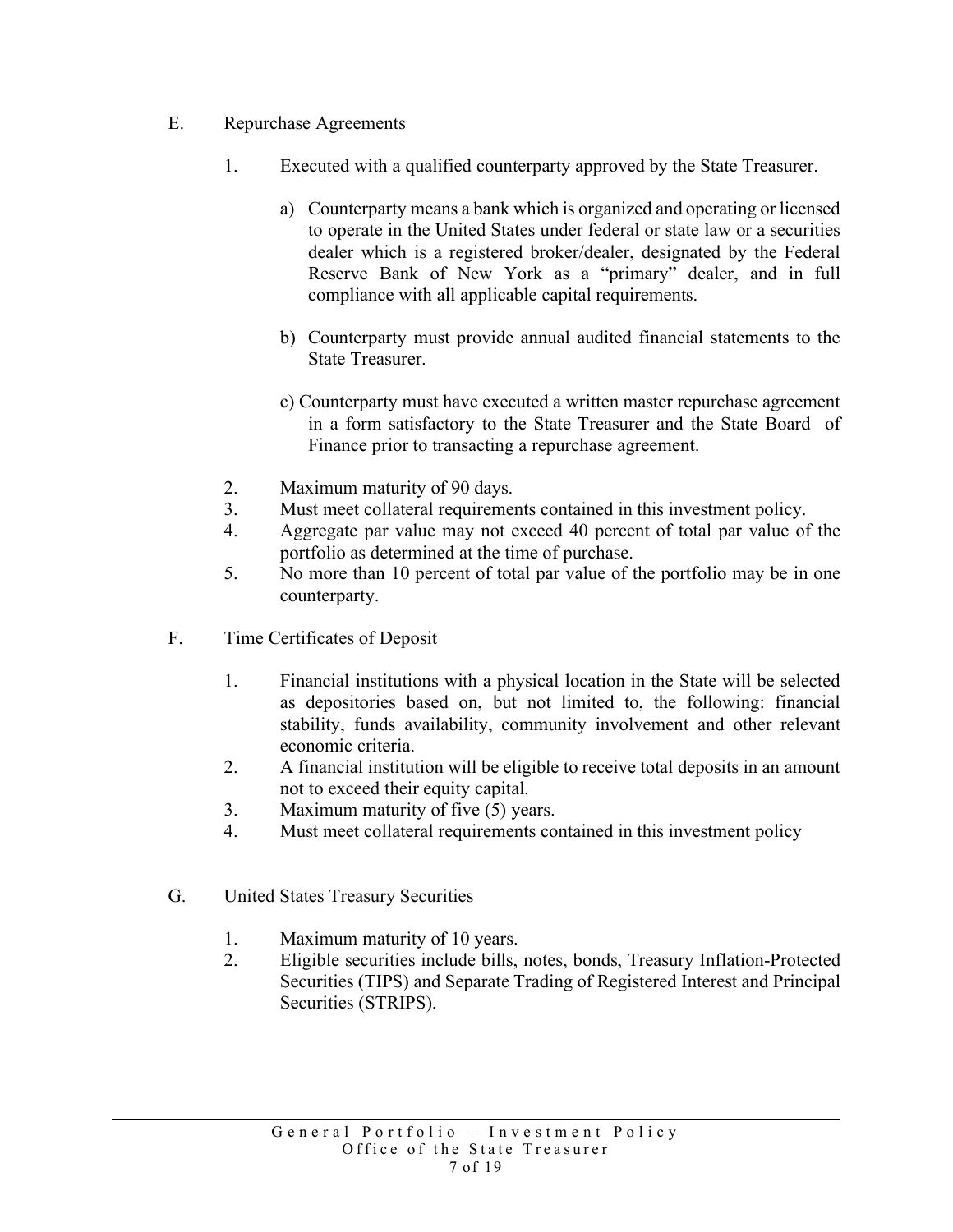E. Repurchase Agreements

1. Executed with a qualified counterparty approved by the State Treasurer.

   a) Counterparty means a bank which is organized and operating or licensed to operate in the United States under federal or state law or a securities dealer which is a registered broker/dealer, designated by the Federal Reserve Bank of New York as a "primary" dealer, and in full compliance with all applicable capital requirements.

   b) Counterparty must provide annual audited financial statements to the State Treasurer.

   c) Counterparty must have executed a written master repurchase agreement in a form satisfactory to the State Treasurer and the State Board of Finance prior to transacting a repurchase agreement.

2. Maximum maturity of 90 days.
3. Must meet collateral requirements contained in this investment policy.
4. Aggregate par value may not exceed 40 percent of total par value of the portfolio as determined at the time of purchase.
5. No more than 10 percent of total par value of the portfolio may be in one counterparty.

F. Time Certificates of Deposit

1. Financial institutions with a physical location in the State will be selected as depositories based on, but not limited to, the following: financial stability, funds availability, community involvement and other relevant economic criteria.
2. A financial institution will be eligible to receive total deposits in an amount not to exceed their equity capital.
3. Maximum maturity of five (5) years.
4. Must meet collateral requirements contained in this investment policy

G. United States Treasury Securities

1. Maximum maturity of 10 years.
2. Eligible securities include bills, notes, bonds, Treasury Inflation-Protected Securities (TIPS) and Separate Trading of Registered Interest and Principal Securities (STRIPS).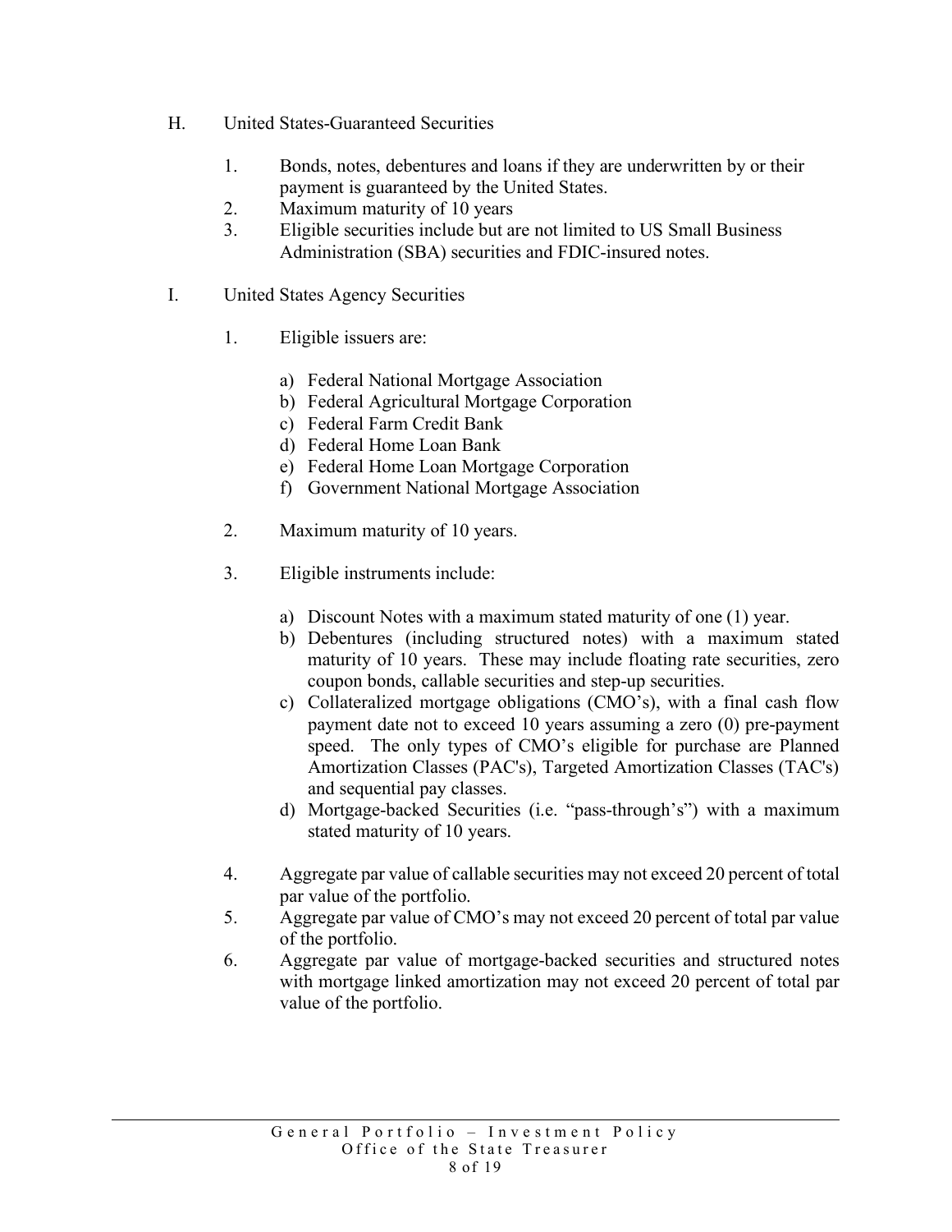H. United States-Guaranteed Securities

1. Bonds, notes, debentures and loans if they are underwritten by or their payment is guaranteed by the United States.
2. Maximum maturity of 10 years
3. Eligible securities include but are not limited to US Small Business Administration (SBA) securities and FDIC-insured notes.

I. United States Agency Securities

1. Eligible issuers are:

   a) Federal National Mortgage Association
   b) Federal Agricultural Mortgage Corporation
   c) Federal Farm Credit Bank
   d) Federal Home Loan Bank
   e) Federal Home Loan Mortgage Corporation
   f) Government National Mortgage Association

2. Maximum maturity of 10 years.

3. Eligible instruments include:

   a) Discount Notes with a maximum stated maturity of one (1) year.
   b) Debentures (including structured notes) with a maximum stated maturity of 10 years. These may include floating rate securities, zero coupon bonds, callable securities and step-up securities.
   c) Collateralized mortgage obligations (CMO's), with a final cash flow payment date not to exceed 10 years assuming a zero (0) pre-payment speed. The only types of CMO's eligible for purchase are Planned Amortization Classes (PAC's), Targeted Amortization Classes (TAC's) and sequential pay classes.
   d) Mortgage-backed Securities (i.e. "pass-through's") with a maximum stated maturity of 10 years.

4. Aggregate par value of callable securities may not exceed 20 percent of total par value of the portfolio.
5. Aggregate par value of CMO's may not exceed 20 percent of total par value of the portfolio.
6. Aggregate par value of mortgage-backed securities and structured notes with mortgage linked amortization may not exceed 20 percent of total par value of the portfolio.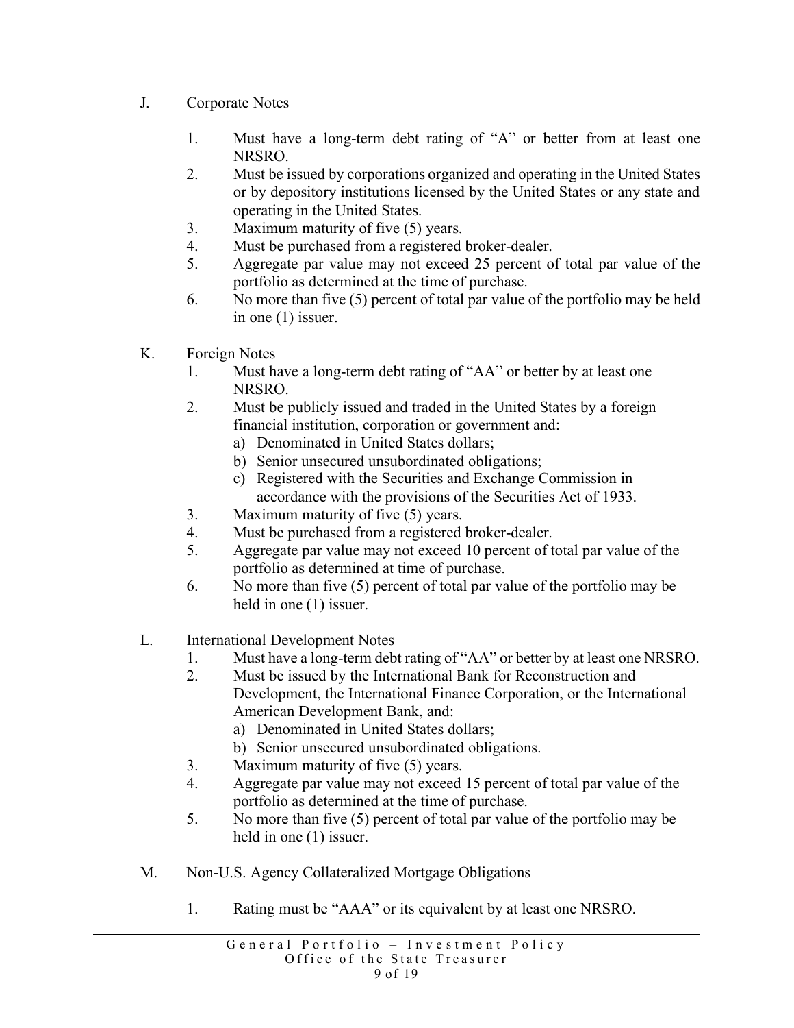J. Corporate Notes

1. Must have a long-term debt rating of "A" or better from at least one NRSRO.
2. Must be issued by corporations organized and operating in the United States or by depository institutions licensed by the United States or any state and operating in the United States.
3. Maximum maturity of five (5) years.
4. Must be purchased from a registered broker-dealer.
5. Aggregate par value may not exceed 25 percent of total par value of the portfolio as determined at the time of purchase.
6. No more than five (5) percent of total par value of the portfolio may be held in one (1) issuer.

K. Foreign Notes

1. Must have a long-term debt rating of "AA" or better by at least one NRSRO.
2. Must be publicly issued and traded in the United States by a foreign financial institution, corporation or government and:
   a) Denominated in United States dollars;
   b) Senior unsecured unsubordinated obligations;
   c) Registered with the Securities and Exchange Commission in accordance with the provisions of the Securities Act of 1933.
3. Maximum maturity of five (5) years.
4. Must be purchased from a registered broker-dealer.
5. Aggregate par value may not exceed 10 percent of total par value of the portfolio as determined at time of purchase.
6. No more than five (5) percent of total par value of the portfolio may be held in one (1) issuer.

L. International Development Notes

1. Must have a long-term debt rating of "AA" or better by at least one NRSRO.
2. Must be issued by the International Bank for Reconstruction and Development, the International Finance Corporation, or the International American Development Bank, and:
   a) Denominated in United States dollars;
   b) Senior unsecured unsubordinated obligations.
3. Maximum maturity of five (5) years.
4. Aggregate par value may not exceed 15 percent of total par value of the portfolio as determined at the time of purchase.
5. No more than five (5) percent of total par value of the portfolio may be held in one (1) issuer.

M. Non-U.S. Agency Collateralized Mortgage Obligations

1. Rating must be "AAA" or its equivalent by at least one NRSRO.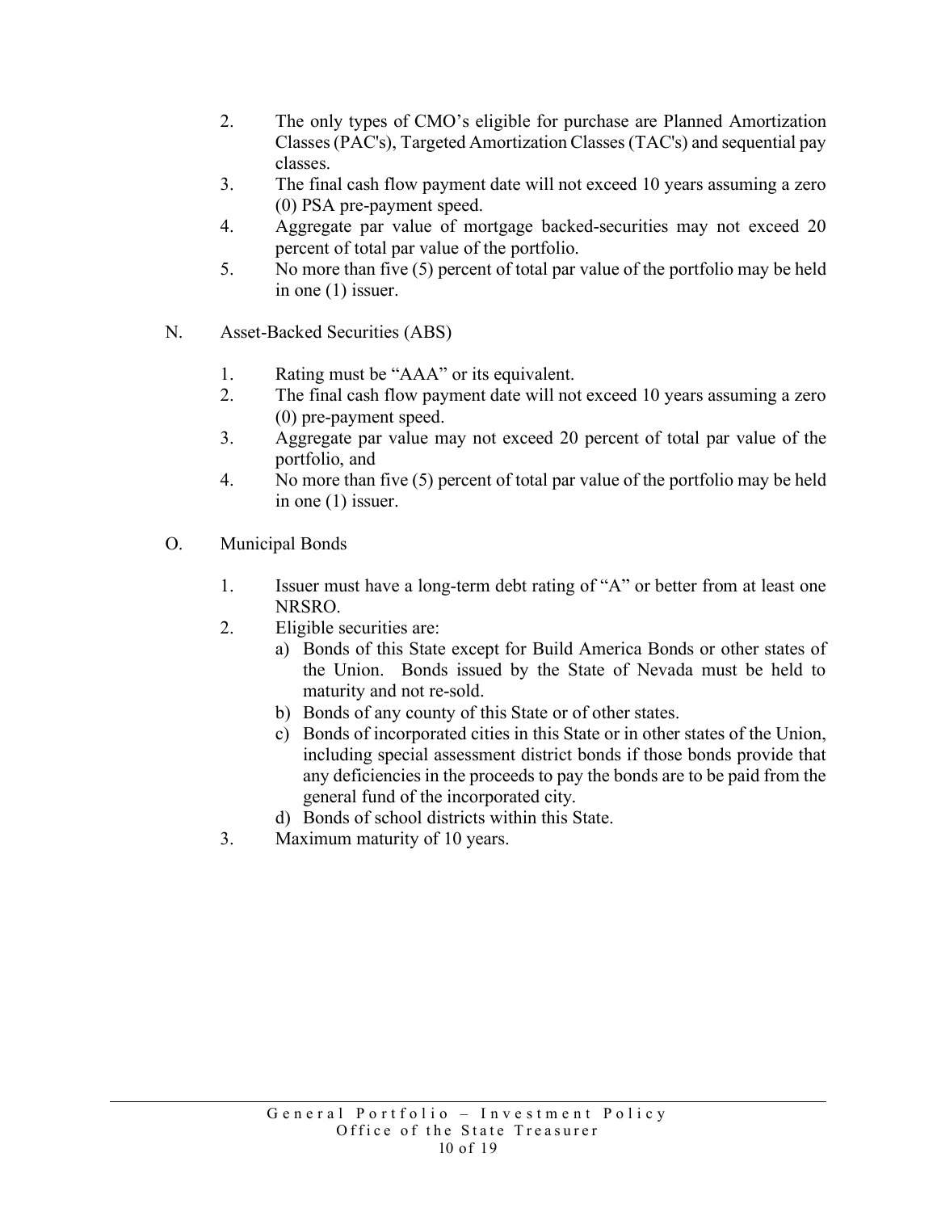2. The only types of CMO's eligible for purchase are Planned Amortization Classes (PAC's), Targeted Amortization Classes (TAC's) and sequential pay classes.
3. The final cash flow payment date will not exceed 10 years assuming a zero (0) PSA pre-payment speed.
4. Aggregate par value of mortgage backed-securities may not exceed 20 percent of total par value of the portfolio.
5. No more than five (5) percent of total par value of the portfolio may be held in one (1) issuer.

N. Asset-Backed Securities (ABS)

1. Rating must be "AAA" or its equivalent.
2. The final cash flow payment date will not exceed 10 years assuming a zero (0) pre-payment speed.
3. Aggregate par value may not exceed 20 percent of total par value of the portfolio, and
4. No more than five (5) percent of total par value of the portfolio may be held in one (1) issuer.

O. Municipal Bonds

1. Issuer must have a long-term debt rating of "A" or better from at least one NRSRO.
2. Eligible securities are:
   a) Bonds of this State except for Build America Bonds or other states of the Union. Bonds issued by the State of Nevada must be held to maturity and not re-sold.
   b) Bonds of any county of this State or of other states.
   c) Bonds of incorporated cities in this State or in other states of the Union, including special assessment district bonds if those bonds provide that any deficiencies in the proceeds to pay the bonds are to be paid from the general fund of the incorporated city.
   d) Bonds of school districts within this State.
3. Maximum maturity of 10 years.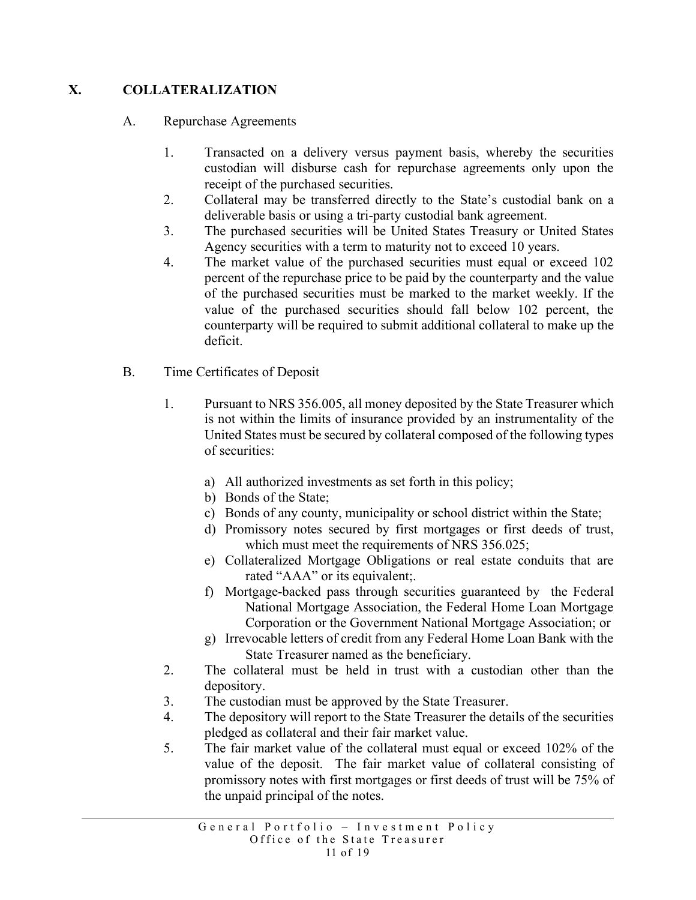## X. COLLATERALIZATION

A. Repurchase Agreements

1. Transacted on a delivery versus payment basis, whereby the securities custodian will disburse cash for repurchase agreements only upon the receipt of the purchased securities.
2. Collateral may be transferred directly to the State's custodial bank on a deliverable basis or using a tri-party custodial bank agreement.
3. The purchased securities will be United States Treasury or United States Agency securities with a term to maturity not to exceed 10 years.
4. The market value of the purchased securities must equal or exceed 102 percent of the repurchase price to be paid by the counterparty and the value of the purchased securities must be marked to the market weekly. If the value of the purchased securities should fall below 102 percent, the counterparty will be required to submit additional collateral to make up the deficit.

B. Time Certificates of Deposit

1. Pursuant to NRS 356.005, all money deposited by the State Treasurer which is not within the limits of insurance provided by an instrumentality of the United States must be secured by collateral composed of the following types of securities:

   a) All authorized investments as set forth in this policy;
   b) Bonds of the State;
   c) Bonds of any county, municipality or school district within the State;
   d) Promissory notes secured by first mortgages or first deeds of trust, which must meet the requirements of NRS 356.025;
   e) Collateralized Mortgage Obligations or real estate conduits that are rated "AAA" or its equivalent;.
   f) Mortgage-backed pass through securities guaranteed by the Federal National Mortgage Association, the Federal Home Loan Mortgage Corporation or the Government National Mortgage Association; or
   g) Irrevocable letters of credit from any Federal Home Loan Bank with the State Treasurer named as the beneficiary.
2. The collateral must be held in trust with a custodian other than the depository.
3. The custodian must be approved by the State Treasurer.
4. The depository will report to the State Treasurer the details of the securities pledged as collateral and their fair market value.
5. The fair market value of the collateral must equal or exceed 102% of the value of the deposit. The fair market value of collateral consisting of promissory notes with first mortgages or first deeds of trust will be 75% of the unpaid principal of the notes.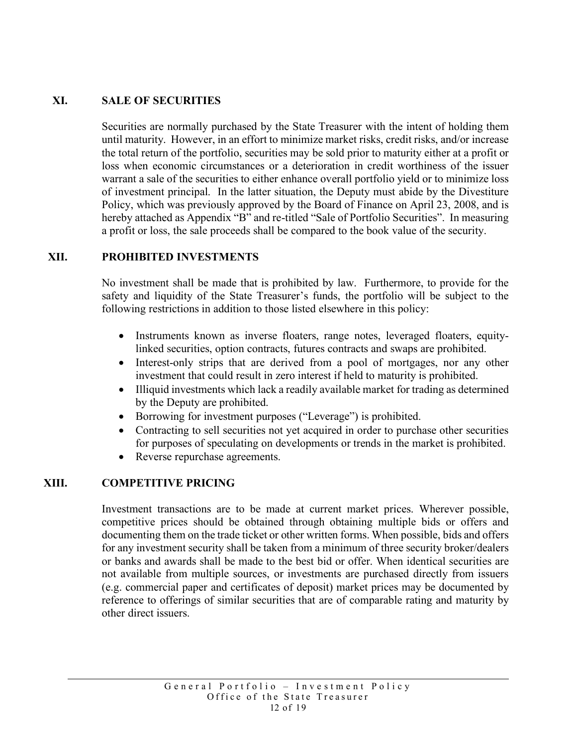## XI. SALE OF SECURITIES

Securities are normally purchased by the State Treasurer with the intent of holding them until maturity. However, in an effort to minimize market risks, credit risks, and/or increase the total return of the portfolio, securities may be sold prior to maturity either at a profit or loss when economic circumstances or a deterioration in credit worthiness of the issuer warrant a sale of the securities to either enhance overall portfolio yield or to minimize loss of investment principal. In the latter situation, the Deputy must abide by the Divestiture Policy, which was previously approved by the Board of Finance on April 23, 2008, and is hereby attached as Appendix "B" and re-titled "Sale of Portfolio Securities". In measuring a profit or loss, the sale proceeds shall be compared to the book value of the security.

## XII. PROHIBITED INVESTMENTS

No investment shall be made that is prohibited by law. Furthermore, to provide for the safety and liquidity of the State Treasurer's funds, the portfolio will be subject to the following restrictions in addition to those listed elsewhere in this policy:

- Instruments known as inverse floaters, range notes, leveraged floaters, equity-linked securities, option contracts, futures contracts and swaps are prohibited.
- Interest-only strips that are derived from a pool of mortgages, nor any other investment that could result in zero interest if held to maturity is prohibited.
- Illiquid investments which lack a readily available market for trading as determined by the Deputy are prohibited.
- Borrowing for investment purposes ("Leverage") is prohibited.
- Contracting to sell securities not yet acquired in order to purchase other securities for purposes of speculating on developments or trends in the market is prohibited.
- Reverse repurchase agreements.

## XIII. COMPETITIVE PRICING

Investment transactions are to be made at current market prices. Wherever possible, competitive prices should be obtained through obtaining multiple bids or offers and documenting them on the trade ticket or other written forms. When possible, bids and offers for any investment security shall be taken from a minimum of three security broker/dealers or banks and awards shall be made to the best bid or offer. When identical securities are not available from multiple sources, or investments are purchased directly from issuers (e.g. commercial paper and certificates of deposit) market prices may be documented by reference to offerings of similar securities that are of comparable rating and maturity by other direct issuers.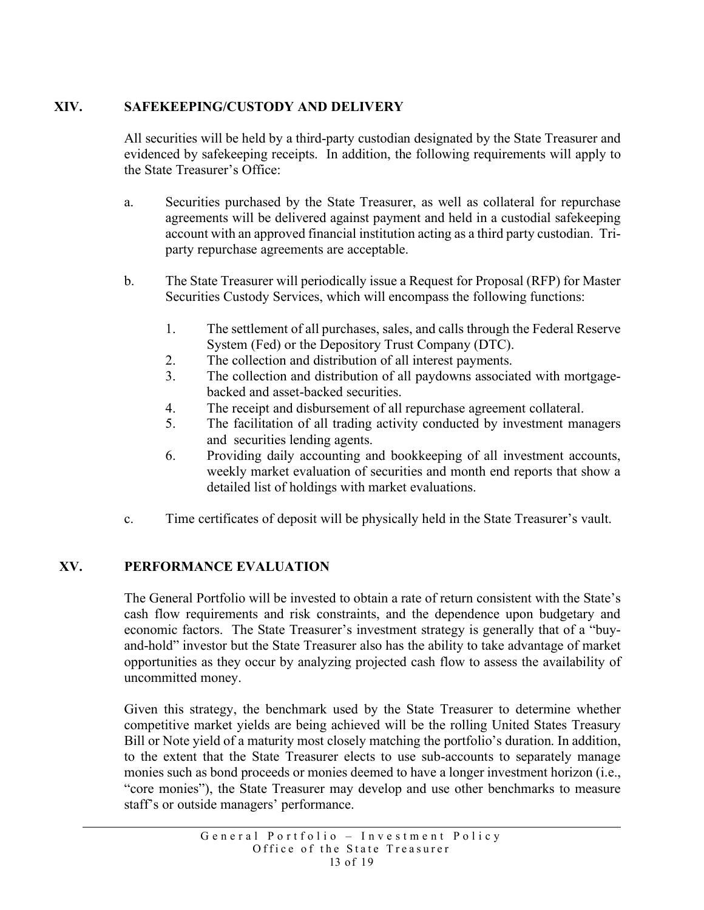## XIV. SAFEKEEPING/CUSTODY AND DELIVERY

All securities will be held by a third-party custodian designated by the State Treasurer and evidenced by safekeeping receipts. In addition, the following requirements will apply to the State Treasurer's Office:

a. Securities purchased by the State Treasurer, as well as collateral for repurchase agreements will be delivered against payment and held in a custodial safekeeping account with an approved financial institution acting as a third party custodian. Tri-party repurchase agreements are acceptable.

b. The State Treasurer will periodically issue a Request for Proposal (RFP) for Master Securities Custody Services, which will encompass the following functions:

   1. The settlement of all purchases, sales, and calls through the Federal Reserve System (Fed) or the Depository Trust Company (DTC).
   2. The collection and distribution of all interest payments.
   3. The collection and distribution of all paydowns associated with mortgage-backed and asset-backed securities.
   4. The receipt and disbursement of all repurchase agreement collateral.
   5. The facilitation of all trading activity conducted by investment managers and securities lending agents.
   6. Providing daily accounting and bookkeeping of all investment accounts, weekly market evaluation of securities and month end reports that show a detailed list of holdings with market evaluations.

c. Time certificates of deposit will be physically held in the State Treasurer's vault.

## XV. PERFORMANCE EVALUATION

The General Portfolio will be invested to obtain a rate of return consistent with the State's cash flow requirements and risk constraints, and the dependence upon budgetary and economic factors. The State Treasurer's investment strategy is generally that of a "buy-and-hold" investor but the State Treasurer also has the ability to take advantage of market opportunities as they occur by analyzing projected cash flow to assess the availability of uncommitted money.

Given this strategy, the benchmark used by the State Treasurer to determine whether competitive market yields are being achieved will be the rolling United States Treasury Bill or Note yield of a maturity most closely matching the portfolio's duration. In addition, to the extent that the State Treasurer elects to use sub-accounts to separately manage monies such as bond proceeds or monies deemed to have a longer investment horizon (i.e., "core monies"), the State Treasurer may develop and use other benchmarks to measure staff's or outside managers' performance.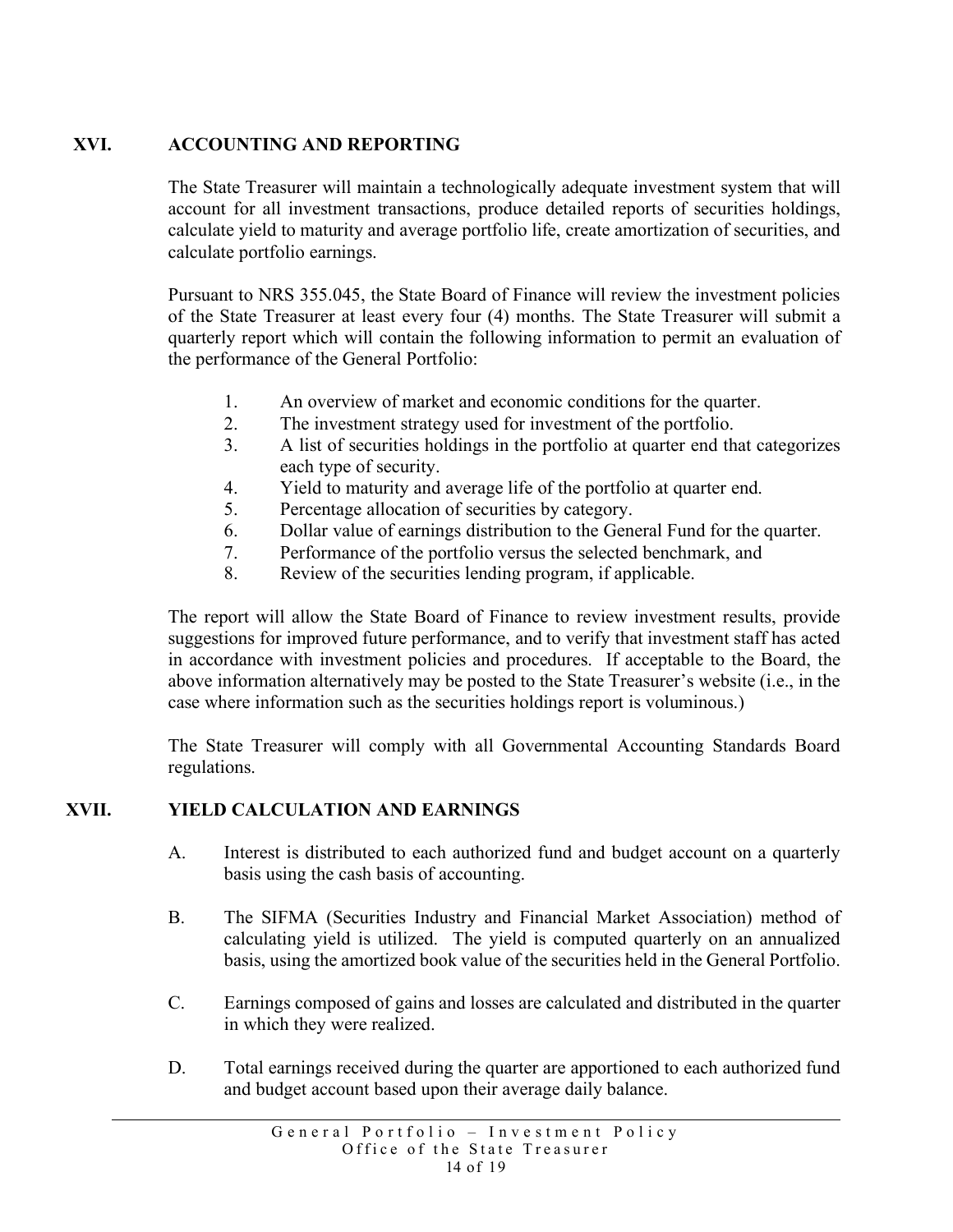## XVI. ACCOUNTING AND REPORTING

The State Treasurer will maintain a technologically adequate investment system that will account for all investment transactions, produce detailed reports of securities holdings, calculate yield to maturity and average portfolio life, create amortization of securities, and calculate portfolio earnings.

Pursuant to NRS 355.045, the State Board of Finance will review the investment policies of the State Treasurer at least every four (4) months. The State Treasurer will submit a quarterly report which will contain the following information to permit an evaluation of the performance of the General Portfolio:

1. An overview of market and economic conditions for the quarter.
2. The investment strategy used for investment of the portfolio.
3. A list of securities holdings in the portfolio at quarter end that categorizes each type of security.
4. Yield to maturity and average life of the portfolio at quarter end.
5. Percentage allocation of securities by category.
6. Dollar value of earnings distribution to the General Fund for the quarter.
7. Performance of the portfolio versus the selected benchmark, and
8. Review of the securities lending program, if applicable.

The report will allow the State Board of Finance to review investment results, provide suggestions for improved future performance, and to verify that investment staff has acted in accordance with investment policies and procedures. If acceptable to the Board, the above information alternatively may be posted to the State Treasurer's website (i.e., in the case where information such as the securities holdings report is voluminous.)

The State Treasurer will comply with all Governmental Accounting Standards Board regulations.

## XVII. YIELD CALCULATION AND EARNINGS

A. Interest is distributed to each authorized fund and budget account on a quarterly basis using the cash basis of accounting.

B. The SIFMA (Securities Industry and Financial Market Association) method of calculating yield is utilized. The yield is computed quarterly on an annualized basis, using the amortized book value of the securities held in the General Portfolio.

C. Earnings composed of gains and losses are calculated and distributed in the quarter in which they were realized.

D. Total earnings received during the quarter are apportioned to each authorized fund and budget account based upon their average daily balance.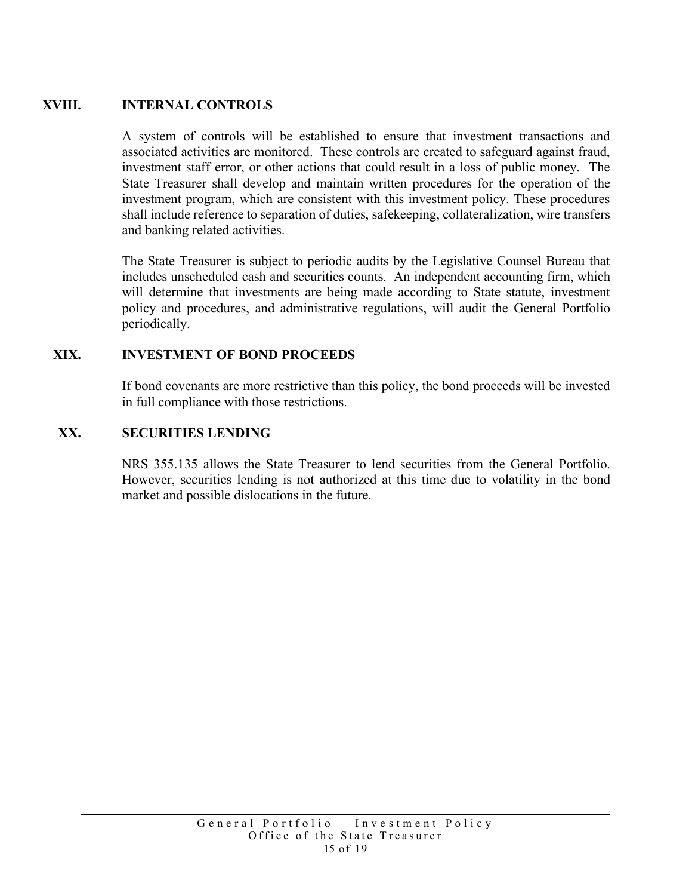## XVIII. INTERNAL CONTROLS

A system of controls will be established to ensure that investment transactions and associated activities are monitored. These controls are created to safeguard against fraud, investment staff error, or other actions that could result in a loss of public money. The State Treasurer shall develop and maintain written procedures for the operation of the investment program, which are consistent with this investment policy. These procedures shall include reference to separation of duties, safekeeping, collateralization, wire transfers and banking related activities.

The State Treasurer is subject to periodic audits by the Legislative Counsel Bureau that includes unscheduled cash and securities counts. An independent accounting firm, which will determine that investments are being made according to State statute, investment policy and procedures, and administrative regulations, will audit the General Portfolio periodically.

## XIX. INVESTMENT OF BOND PROCEEDS

If bond covenants are more restrictive than this policy, the bond proceeds will be invested in full compliance with those restrictions.

## XX. SECURITIES LENDING

NRS 355.135 allows the State Treasurer to lend securities from the General Portfolio. However, securities lending is not authorized at this time due to volatility in the bond market and possible dislocations in the future.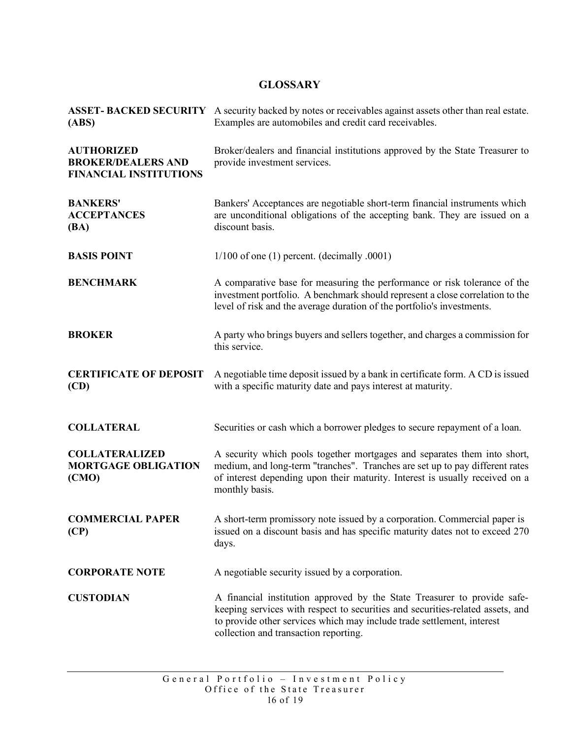## GLOSSARY

| | |
|---|---|
| **ASSET- BACKED SECURITY (ABS)** | A security backed by notes or receivables against assets other than real estate. Examples are automobiles and credit card receivables. |
| **AUTHORIZED BROKER/DEALERS AND FINANCIAL INSTITUTIONS** | Broker/dealers and financial institutions approved by the State Treasurer to provide investment services. |
| **BANKERS' ACCEPTANCES (BA)** | Bankers' Acceptances are negotiable short-term financial instruments which are unconditional obligations of the accepting bank. They are issued on a discount basis. |
| **BASIS POINT** | 1/100 of one (1) percent. (decimally .0001) |
| **BENCHMARK** | A comparative base for measuring the performance or risk tolerance of the investment portfolio. A benchmark should represent a close correlation to the level of risk and the average duration of the portfolio's investments. |
| **BROKER** | A party who brings buyers and sellers together, and charges a commission for this service. |
| **CERTIFICATE OF DEPOSIT (CD)** | A negotiable time deposit issued by a bank in certificate form. A CD is issued with a specific maturity date and pays interest at maturity. |
| **COLLATERAL** | Securities or cash which a borrower pledges to secure repayment of a loan. |
| **COLLATERALIZED MORTGAGE OBLIGATION (CMO)** | A security which pools together mortgages and separates them into short, medium, and long-term "tranches". Tranches are set up to pay different rates of interest depending upon their maturity. Interest is usually received on a monthly basis. |
| **COMMERCIAL PAPER (CP)** | A short-term promissory note issued by a corporation. Commercial paper is issued on a discount basis and has specific maturity dates not to exceed 270 days. |
| **CORPORATE NOTE** | A negotiable security issued by a corporation. |
| **CUSTODIAN** | A financial institution approved by the State Treasurer to provide safe-keeping services with respect to securities and securities-related assets, and to provide other services which may include trade settlement, interest collection and transaction reporting. |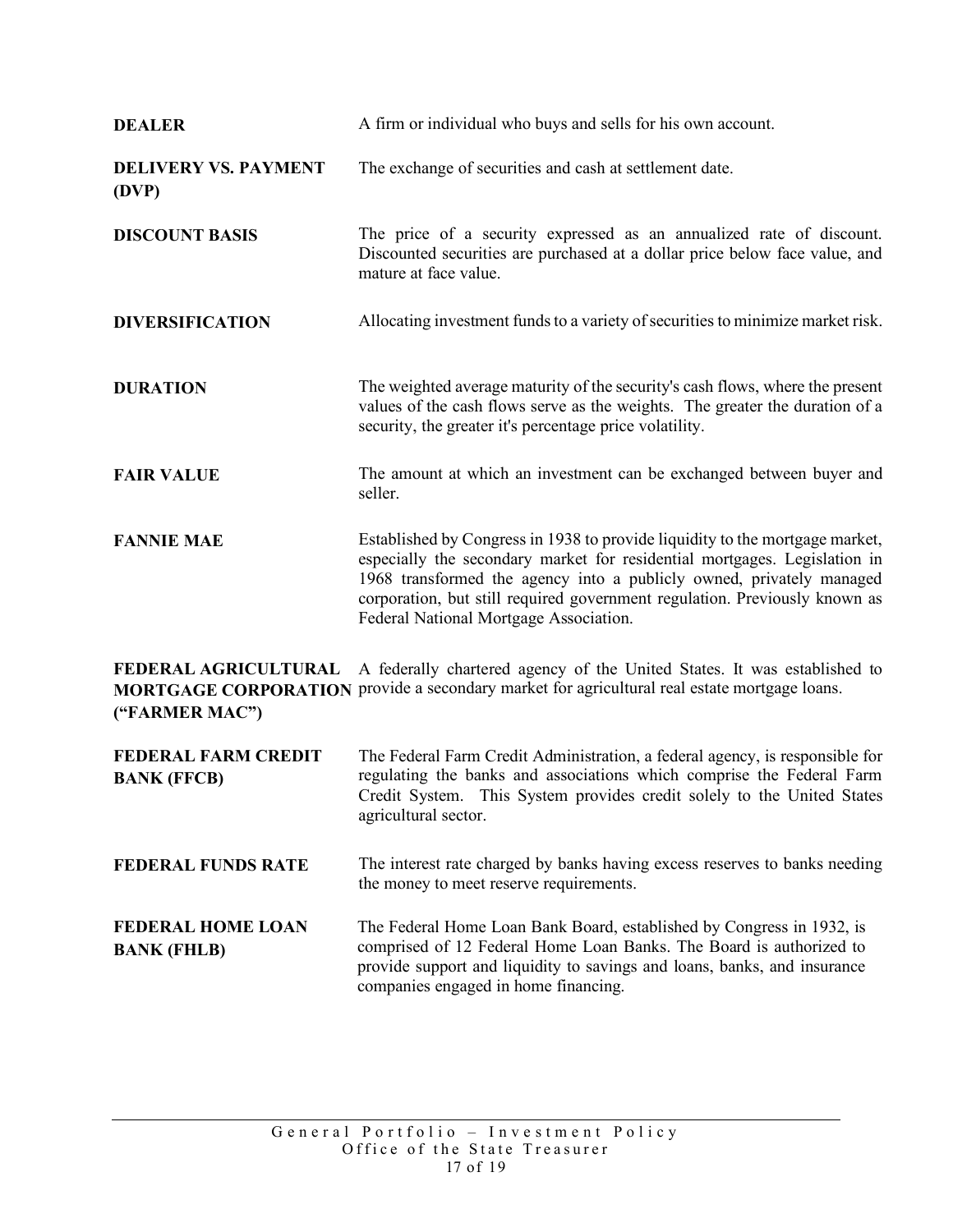**DEALER** — A firm or individual who buys and sells for his own account.

**DELIVERY VS. PAYMENT (DVP)** — The exchange of securities and cash at settlement date.

**DISCOUNT BASIS** — The price of a security expressed as an annualized rate of discount. Discounted securities are purchased at a dollar price below face value, and mature at face value.

**DIVERSIFICATION** — Allocating investment funds to a variety of securities to minimize market risk.

**DURATION** — The weighted average maturity of the security's cash flows, where the present values of the cash flows serve as the weights. The greater the duration of a security, the greater it's percentage price volatility.

**FAIR VALUE** — The amount at which an investment can be exchanged between buyer and seller.

**FANNIE MAE** — Established by Congress in 1938 to provide liquidity to the mortgage market, especially the secondary market for residential mortgages. Legislation in 1968 transformed the agency into a publicly owned, privately managed corporation, but still required government regulation. Previously known as Federal National Mortgage Association.

**FEDERAL AGRICULTURAL MORTGAGE CORPORATION ("FARMER MAC")** — A federally chartered agency of the United States. It was established to provide a secondary market for agricultural real estate mortgage loans.

**FEDERAL FARM CREDIT BANK (FFCB)** — The Federal Farm Credit Administration, a federal agency, is responsible for regulating the banks and associations which comprise the Federal Farm Credit System. This System provides credit solely to the United States agricultural sector.

**FEDERAL FUNDS RATE** — The interest rate charged by banks having excess reserves to banks needing the money to meet reserve requirements.

**FEDERAL HOME LOAN BANK (FHLB)** — The Federal Home Loan Bank Board, established by Congress in 1932, is comprised of 12 Federal Home Loan Banks. The Board is authorized to provide support and liquidity to savings and loans, banks, and insurance companies engaged in home financing.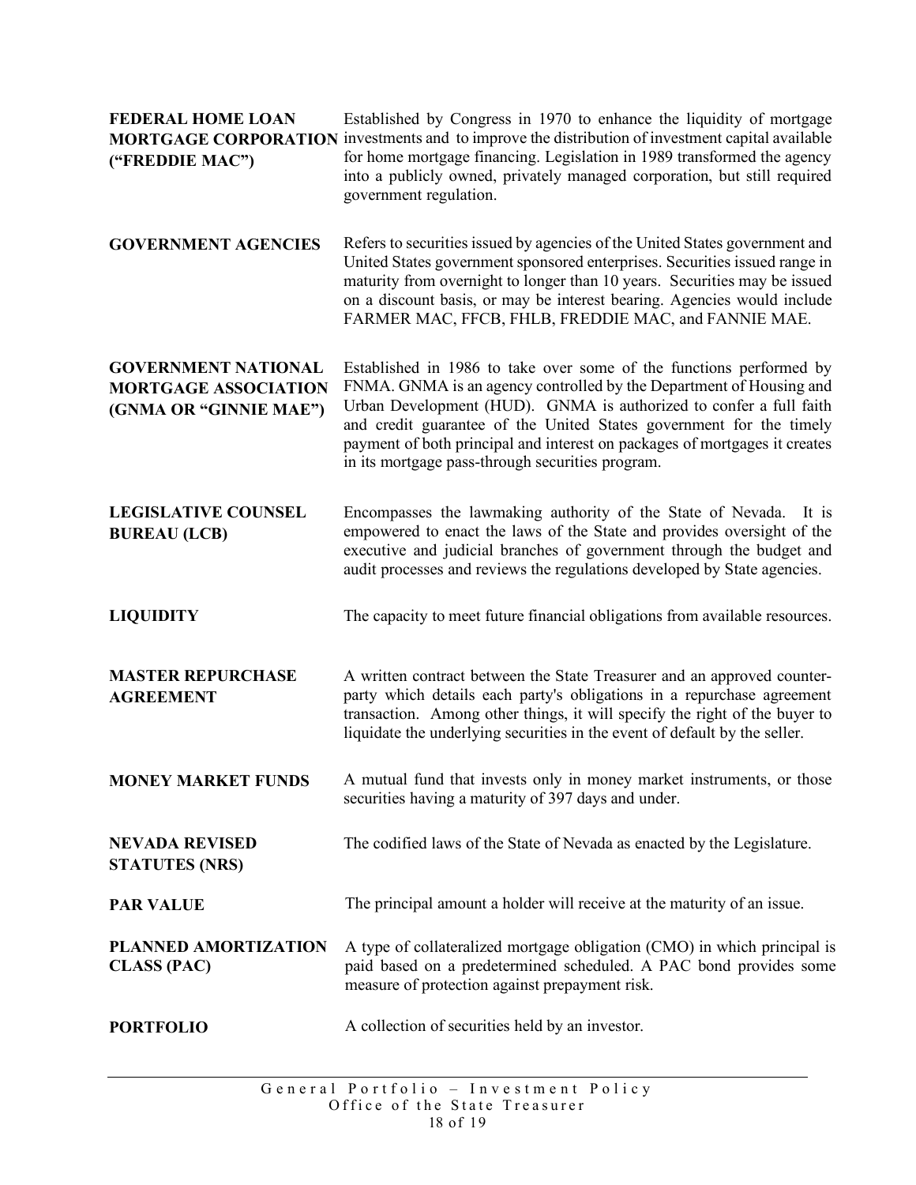**FEDERAL HOME LOAN MORTGAGE CORPORATION ("FREDDIE MAC")**

Established by Congress in 1970 to enhance the liquidity of mortgage investments and to improve the distribution of investment capital available for home mortgage financing. Legislation in 1989 transformed the agency into a publicly owned, privately managed corporation, but still required government regulation.

**GOVERNMENT AGENCIES**

Refers to securities issued by agencies of the United States government and United States government sponsored enterprises. Securities issued range in maturity from overnight to longer than 10 years. Securities may be issued on a discount basis, or may be interest bearing. Agencies would include FARMER MAC, FFCB, FHLB, FREDDIE MAC, and FANNIE MAE.

**GOVERNMENT NATIONAL MORTGAGE ASSOCIATION (GNMA OR "GINNIE MAE")**

Established in 1986 to take over some of the functions performed by FNMA. GNMA is an agency controlled by the Department of Housing and Urban Development (HUD). GNMA is authorized to confer a full faith and credit guarantee of the United States government for the timely payment of both principal and interest on packages of mortgages it creates in its mortgage pass-through securities program.

**LEGISLATIVE COUNSEL BUREAU (LCB)**

Encompasses the lawmaking authority of the State of Nevada. It is empowered to enact the laws of the State and provides oversight of the executive and judicial branches of government through the budget and audit processes and reviews the regulations developed by State agencies.

**LIQUIDITY**

The capacity to meet future financial obligations from available resources.

**MASTER REPURCHASE AGREEMENT**

A written contract between the State Treasurer and an approved counter-party which details each party's obligations in a repurchase agreement transaction. Among other things, it will specify the right of the buyer to liquidate the underlying securities in the event of default by the seller.

**MONEY MARKET FUNDS**

A mutual fund that invests only in money market instruments, or those securities having a maturity of 397 days and under.

**NEVADA REVISED STATUTES (NRS)**

The codified laws of the State of Nevada as enacted by the Legislature.

**PAR VALUE**

The principal amount a holder will receive at the maturity of an issue.

**PLANNED AMORTIZATION CLASS (PAC)**

A type of collateralized mortgage obligation (CMO) in which principal is paid based on a predetermined scheduled. A PAC bond provides some measure of protection against prepayment risk.

**PORTFOLIO**

A collection of securities held by an investor.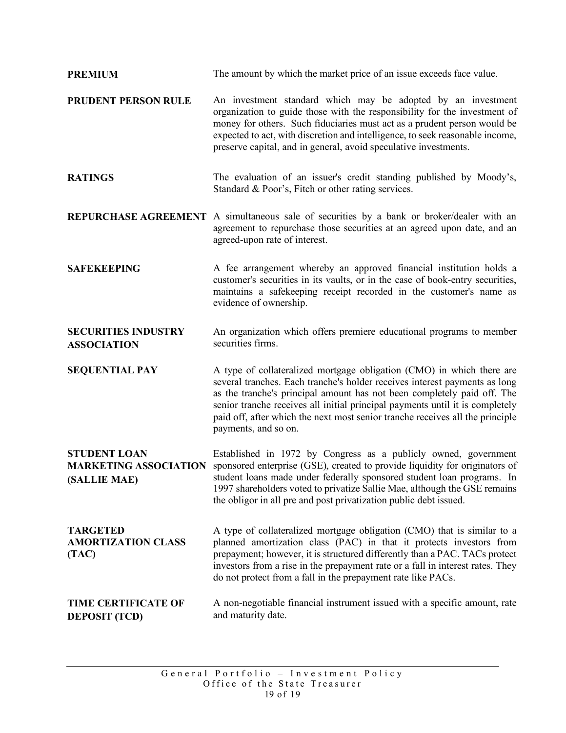**PREMIUM** The amount by which the market price of an issue exceeds face value.

**PRUDENT PERSON RULE** An investment standard which may be adopted by an investment organization to guide those with the responsibility for the investment of money for others. Such fiduciaries must act as a prudent person would be expected to act, with discretion and intelligence, to seek reasonable income, preserve capital, and in general, avoid speculative investments.

**RATINGS** The evaluation of an issuer's credit standing published by Moody's, Standard & Poor's, Fitch or other rating services.

**REPURCHASE AGREEMENT** A simultaneous sale of securities by a bank or broker/dealer with an agreement to repurchase those securities at an agreed upon date, and an agreed-upon rate of interest.

**SAFEKEEPING** A fee arrangement whereby an approved financial institution holds a customer's securities in its vaults, or in the case of book-entry securities, maintains a safekeeping receipt recorded in the customer's name as evidence of ownership.

**SECURITIES INDUSTRY ASSOCIATION** An organization which offers premiere educational programs to member securities firms.

**SEQUENTIAL PAY** A type of collateralized mortgage obligation (CMO) in which there are several tranches. Each tranche's holder receives interest payments as long as the tranche's principal amount has not been completely paid off. The senior tranche receives all initial principal payments until it is completely paid off, after which the next most senior tranche receives all the principle payments, and so on.

**STUDENT LOAN MARKETING ASSOCIATION (SALLIE MAE)** Established in 1972 by Congress as a publicly owned, government sponsored enterprise (GSE), created to provide liquidity for originators of student loans made under federally sponsored student loan programs. In 1997 shareholders voted to privatize Sallie Mae, although the GSE remains the obligor in all pre and post privatization public debt issued.

**TARGETED AMORTIZATION CLASS (TAC)** A type of collateralized mortgage obligation (CMO) that is similar to a planned amortization class (PAC) in that it protects investors from prepayment; however, it is structured differently than a PAC. TACs protect investors from a rise in the prepayment rate or a fall in interest rates. They do not protect from a fall in the prepayment rate like PACs.

**TIME CERTIFICATE OF DEPOSIT (TCD)** A non-negotiable financial instrument issued with a specific amount, rate and maturity date.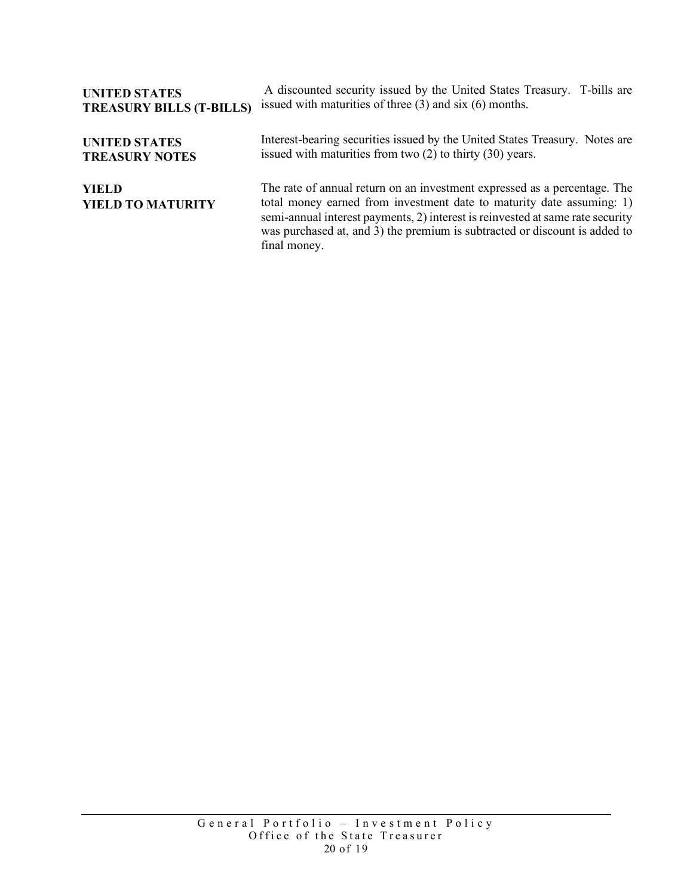**UNITED STATES TREASURY BILLS (T-BILLS)**

A discounted security issued by the United States Treasury. T-bills are issued with maturities of three (3) and six (6) months.

**UNITED STATES TREASURY NOTES**

Interest-bearing securities issued by the United States Treasury. Notes are issued with maturities from two (2) to thirty (30) years.

**YIELD**

The rate of annual return on an investment expressed as a percentage.

**YIELD TO MATURITY**

The total money earned from investment date to maturity date assuming: 1) semi-annual interest payments, 2) interest is reinvested at same rate security was purchased at, and 3) the premium is subtracted or discount is added to final money.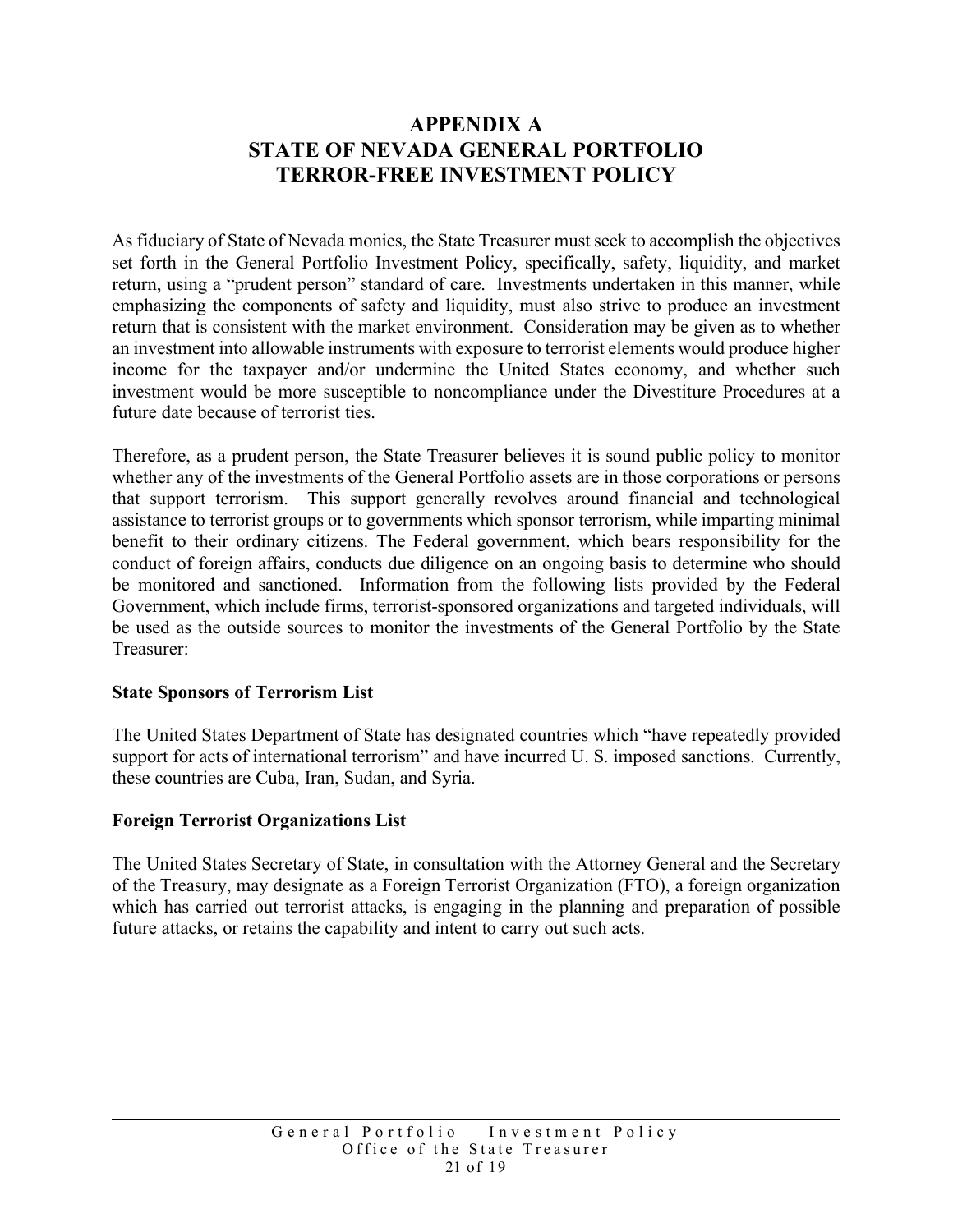# APPENDIX A
# STATE OF NEVADA GENERAL PORTFOLIO
# TERROR-FREE INVESTMENT POLICY

As fiduciary of State of Nevada monies, the State Treasurer must seek to accomplish the objectives set forth in the General Portfolio Investment Policy, specifically, safety, liquidity, and market return, using a "prudent person" standard of care. Investments undertaken in this manner, while emphasizing the components of safety and liquidity, must also strive to produce an investment return that is consistent with the market environment. Consideration may be given as to whether an investment into allowable instruments with exposure to terrorist elements would produce higher income for the taxpayer and/or undermine the United States economy, and whether such investment would be more susceptible to noncompliance under the Divestiture Procedures at a future date because of terrorist ties.

Therefore, as a prudent person, the State Treasurer believes it is sound public policy to monitor whether any of the investments of the General Portfolio assets are in those corporations or persons that support terrorism. This support generally revolves around financial and technological assistance to terrorist groups or to governments which sponsor terrorism, while imparting minimal benefit to their ordinary citizens. The Federal government, which bears responsibility for the conduct of foreign affairs, conducts due diligence on an ongoing basis to determine who should be monitored and sanctioned. Information from the following lists provided by the Federal Government, which include firms, terrorist-sponsored organizations and targeted individuals, will be used as the outside sources to monitor the investments of the General Portfolio by the State Treasurer:

**State Sponsors of Terrorism List**

The United States Department of State has designated countries which "have repeatedly provided support for acts of international terrorism" and have incurred U. S. imposed sanctions. Currently, these countries are Cuba, Iran, Sudan, and Syria.

**Foreign Terrorist Organizations List**

The United States Secretary of State, in consultation with the Attorney General and the Secretary of the Treasury, may designate as a Foreign Terrorist Organization (FTO), a foreign organization which has carried out terrorist attacks, is engaging in the planning and preparation of possible future attacks, or retains the capability and intent to carry out such acts.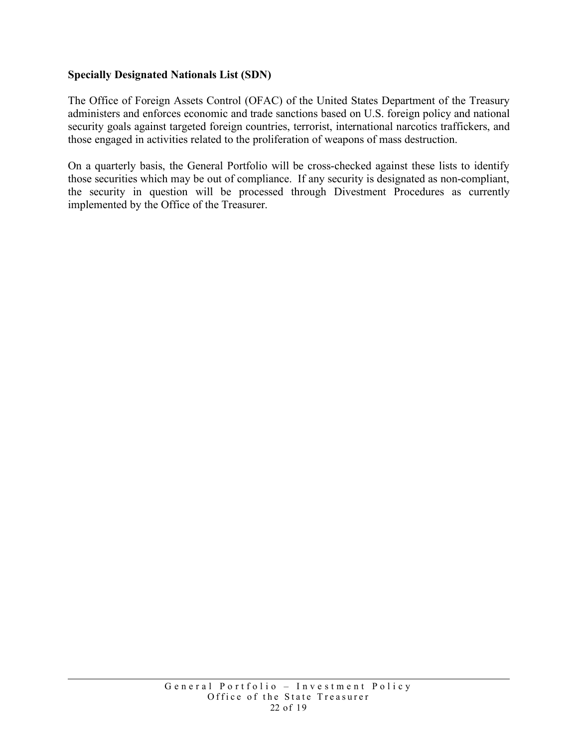**Specially Designated Nationals List (SDN)**

The Office of Foreign Assets Control (OFAC) of the United States Department of the Treasury administers and enforces economic and trade sanctions based on U.S. foreign policy and national security goals against targeted foreign countries, terrorist, international narcotics traffickers, and those engaged in activities related to the proliferation of weapons of mass destruction.

On a quarterly basis, the General Portfolio will be cross-checked against these lists to identify those securities which may be out of compliance. If any security is designated as non-compliant, the security in question will be processed through Divestment Procedures as currently implemented by the Office of the Treasurer.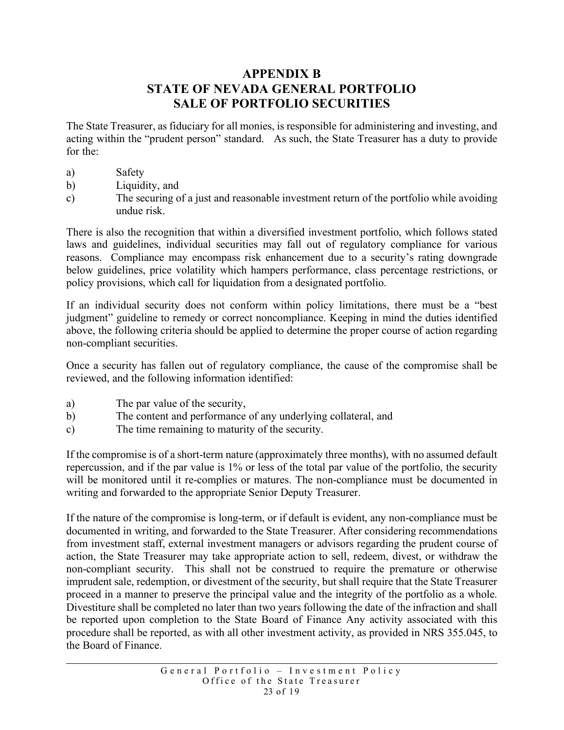# APPENDIX B
# STATE OF NEVADA GENERAL PORTFOLIO
# SALE OF PORTFOLIO SECURITIES

The State Treasurer, as fiduciary for all monies, is responsible for administering and investing, and acting within the "prudent person" standard. As such, the State Treasurer has a duty to provide for the:

a) Safety
b) Liquidity, and
c) The securing of a just and reasonable investment return of the portfolio while avoiding undue risk.

There is also the recognition that within a diversified investment portfolio, which follows stated laws and guidelines, individual securities may fall out of regulatory compliance for various reasons. Compliance may encompass risk enhancement due to a security's rating downgrade below guidelines, price volatility which hampers performance, class percentage restrictions, or policy provisions, which call for liquidation from a designated portfolio.

If an individual security does not conform within policy limitations, there must be a "best judgment" guideline to remedy or correct noncompliance. Keeping in mind the duties identified above, the following criteria should be applied to determine the proper course of action regarding non-compliant securities.

Once a security has fallen out of regulatory compliance, the cause of the compromise shall be reviewed, and the following information identified:

a) The par value of the security,
b) The content and performance of any underlying collateral, and
c) The time remaining to maturity of the security.

If the compromise is of a short-term nature (approximately three months), with no assumed default repercussion, and if the par value is 1% or less of the total par value of the portfolio, the security will be monitored until it re-complies or matures. The non-compliance must be documented in writing and forwarded to the appropriate Senior Deputy Treasurer.

If the nature of the compromise is long-term, or if default is evident, any non-compliance must be documented in writing, and forwarded to the State Treasurer. After considering recommendations from investment staff, external investment managers or advisors regarding the prudent course of action, the State Treasurer may take appropriate action to sell, redeem, divest, or withdraw the non-compliant security. This shall not be construed to require the premature or otherwise imprudent sale, redemption, or divestment of the security, but shall require that the State Treasurer proceed in a manner to preserve the principal value and the integrity of the portfolio as a whole. Divestiture shall be completed no later than two years following the date of the infraction and shall be reported upon completion to the State Board of Finance Any activity associated with this procedure shall be reported, as with all other investment activity, as provided in NRS 355.045, to the Board of Finance.